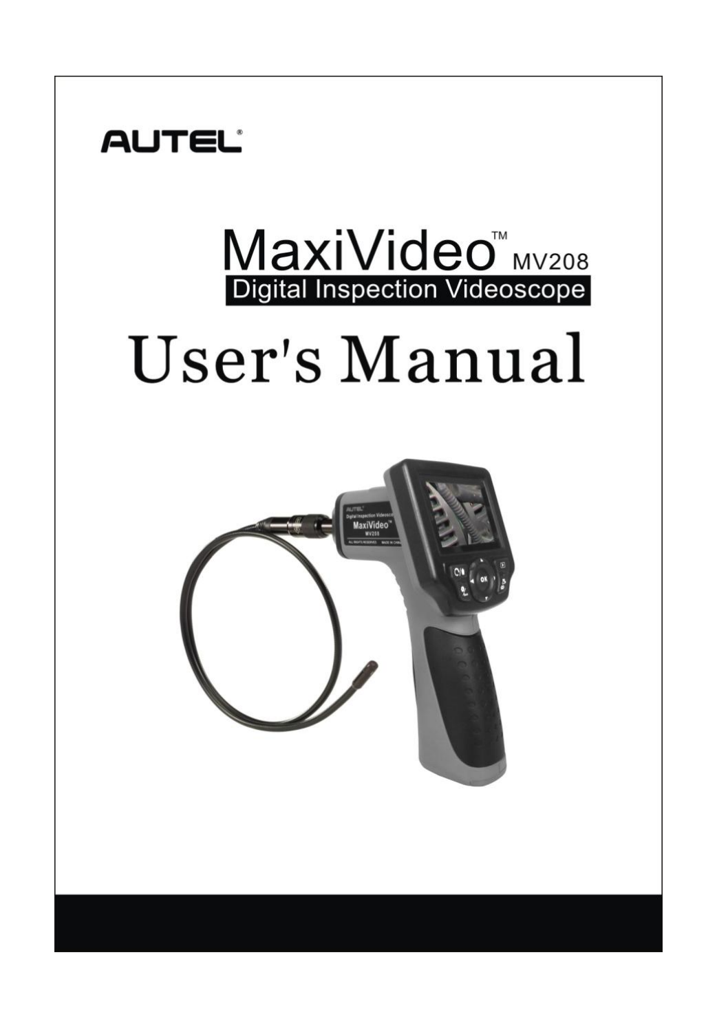AUTEL®

# MaxiVideo™ MV208

## Digital Inspection Videoscope

# User's Manual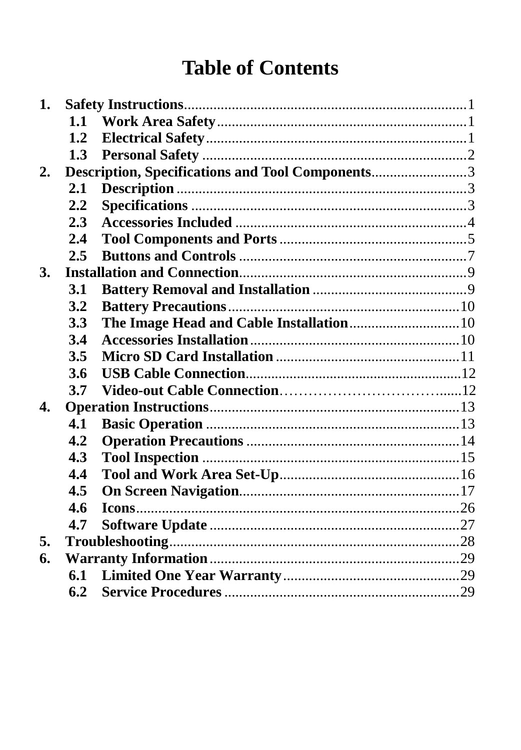# Table of Contents

1. **Safety Instructions**............................................................................1
   - **1.1 Work Area Safety**....................................................................1
   - **1.2 Electrical Safety**.......................................................................1
   - **1.3 Personal Safety** ........................................................................2
2. **Description, Specifications and Tool Components**..........................3
   - **2.1 Description** ..............................................................................3
   - **2.2 Specifications** ..........................................................................3
   - **2.3 Accessories Included** ...............................................................4
   - **2.4 Tool Components and Ports** ...................................................5
   - **2.5 Buttons and Controls** ..............................................................7
3. **Installation and Connection**.............................................................9
   - **3.1 Battery Removal and Installation** ...........................................9
   - **3.2 Battery Precautions**................................................................10
   - **3.3 The Image Head and Cable Installation**..............................10
   - **3.4 Accessories Installation**..........................................................10
   - **3.5 Micro SD Card Installation** ..................................................11
   - **3.6 USB Cable Connection**..........................................................12
   - **3.7 Video-out Cable Connection**……………………………......12
4. **Operation Instructions**.....................................................................13
   - **4.1 Basic Operation** ......................................................................13
   - **4.2 Operation Precautions** ...........................................................14
   - **4.3 Tool Inspection** .......................................................................15
   - **4.4 Tool and Work Area Set-Up**..................................................16
   - **4.5 On Screen Navigation**.............................................................17
   - **4.6 Icons**.........................................................................................26
   - **4.7 Software Update** .....................................................................27
5. **Troubleshooting**...............................................................................28
6. **Warranty Information**.....................................................................29
   - **6.1 Limited One Year Warranty**.................................................29
   - **6.2 Service Procedures** .................................................................29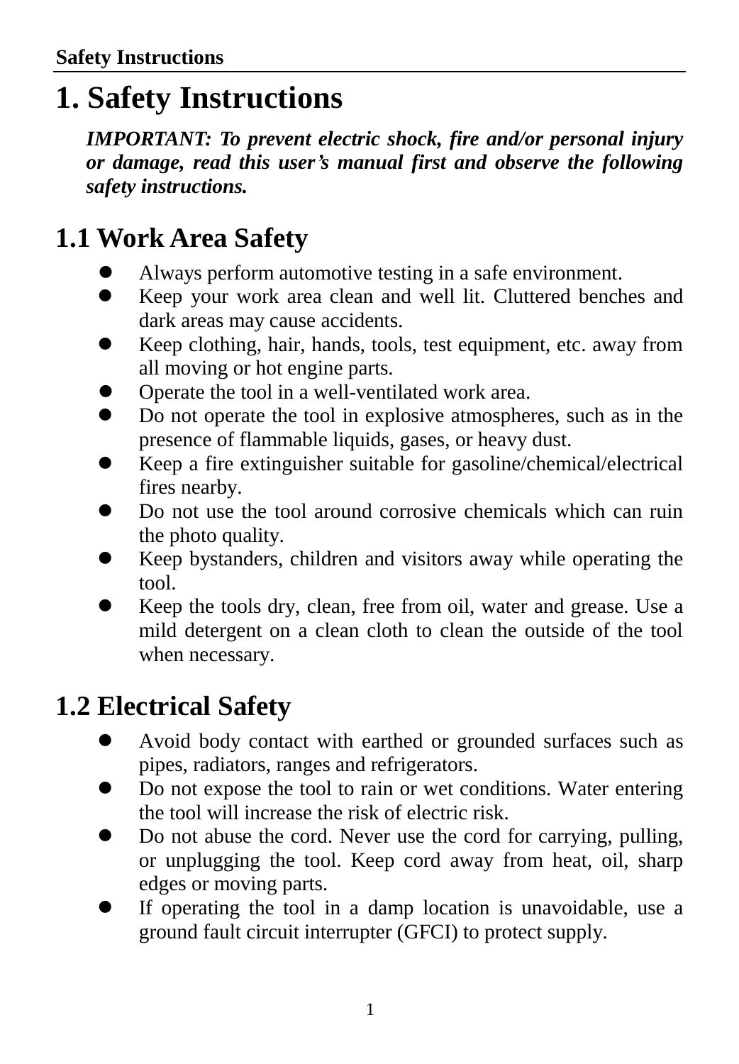# 1. Safety Instructions

***IMPORTANT: To prevent electric shock, fire and/or personal injury or damage, read this user's manual first and observe the following safety instructions.***

## 1.1 Work Area Safety

- Always perform automotive testing in a safe environment.
- Keep your work area clean and well lit. Cluttered benches and dark areas may cause accidents.
- Keep clothing, hair, hands, tools, test equipment, etc. away from all moving or hot engine parts.
- Operate the tool in a well-ventilated work area.
- Do not operate the tool in explosive atmospheres, such as in the presence of flammable liquids, gases, or heavy dust.
- Keep a fire extinguisher suitable for gasoline/chemical/electrical fires nearby.
- Do not use the tool around corrosive chemicals which can ruin the photo quality.
- Keep bystanders, children and visitors away while operating the tool.
- Keep the tools dry, clean, free from oil, water and grease. Use a mild detergent on a clean cloth to clean the outside of the tool when necessary.

## 1.2 Electrical Safety

- Avoid body contact with earthed or grounded surfaces such as pipes, radiators, ranges and refrigerators.
- Do not expose the tool to rain or wet conditions. Water entering the tool will increase the risk of electric risk.
- Do not abuse the cord. Never use the cord for carrying, pulling, or unplugging the tool. Keep cord away from heat, oil, sharp edges or moving parts.
- If operating the tool in a damp location is unavoidable, use a ground fault circuit interrupter (GFCI) to protect supply.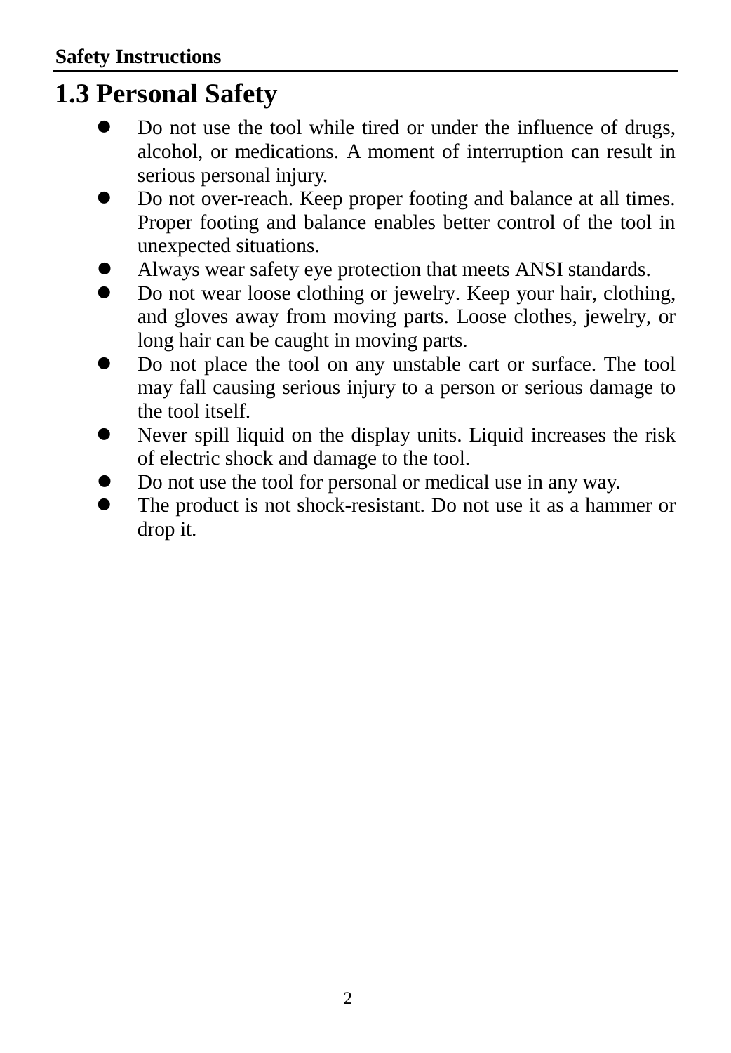## 1.3 Personal Safety

- Do not use the tool while tired or under the influence of drugs, alcohol, or medications. A moment of interruption can result in serious personal injury.
- Do not over-reach. Keep proper footing and balance at all times. Proper footing and balance enables better control of the tool in unexpected situations.
- Always wear safety eye protection that meets ANSI standards.
- Do not wear loose clothing or jewelry. Keep your hair, clothing, and gloves away from moving parts. Loose clothes, jewelry, or long hair can be caught in moving parts.
- Do not place the tool on any unstable cart or surface. The tool may fall causing serious injury to a person or serious damage to the tool itself.
- Never spill liquid on the display units. Liquid increases the risk of electric shock and damage to the tool.
- Do not use the tool for personal or medical use in any way.
- The product is not shock-resistant. Do not use it as a hammer or drop it.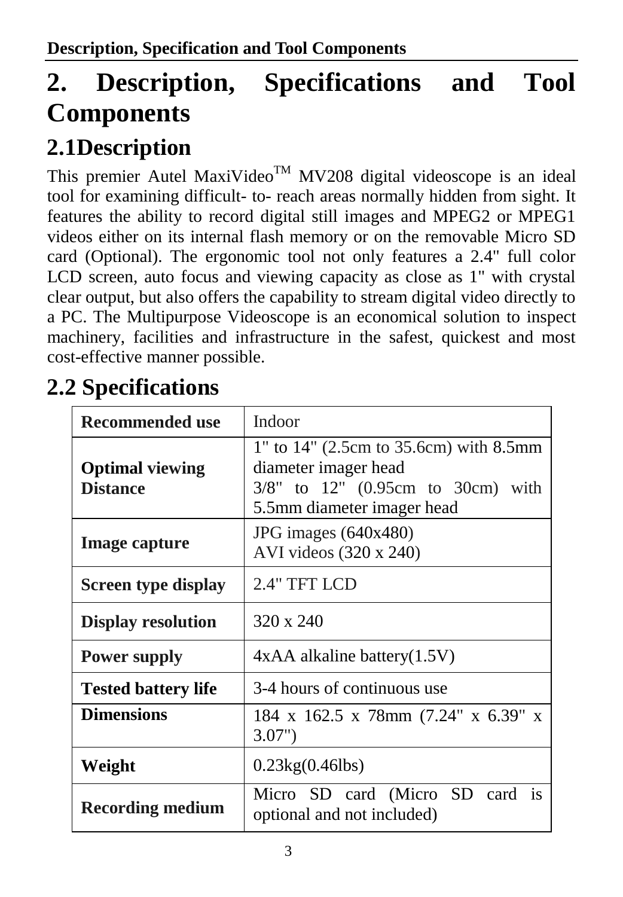# 2. Description, Specifications and Tool Components

## 2.1Description

This premier Autel MaxiVideo$^{TM}$ MV208 digital videoscope is an ideal tool for examining difficult- to- reach areas normally hidden from sight. It features the ability to record digital still images and MPEG2 or MPEG1 videos either on its internal flash memory or on the removable Micro SD card (Optional). The ergonomic tool not only features a 2.4" full color LCD screen, auto focus and viewing capacity as close as 1" with crystal clear output, but also offers the capability to stream digital video directly to a PC. The Multipurpose Videoscope is an economical solution to inspect machinery, facilities and infrastructure in the safest, quickest and most cost-effective manner possible.

## 2.2 Specifications

| **Recommended use** | Indoor |
|---|---|
| **Optimal viewing Distance** | 1" to 14" (2.5cm to 35.6cm) with 8.5mm diameter imager head<br>3/8" to 12" (0.95cm to 30cm) with 5.5mm diameter imager head |
| **Image capture** | JPG images (640x480)<br>AVI videos (320 x 240) |
| **Screen type display** | 2.4" TFT LCD |
| **Display resolution** | 320 x 240 |
| **Power supply** | 4xAA alkaline battery(1.5V) |
| **Tested battery life** | 3-4 hours of continuous use |
| **Dimensions** | 184 x 162.5 x 78mm (7.24" x 6.39" x 3.07") |
| **Weight** | 0.23kg(0.46lbs) |
| **Recording medium** | Micro SD card (Micro SD card is optional and not included) |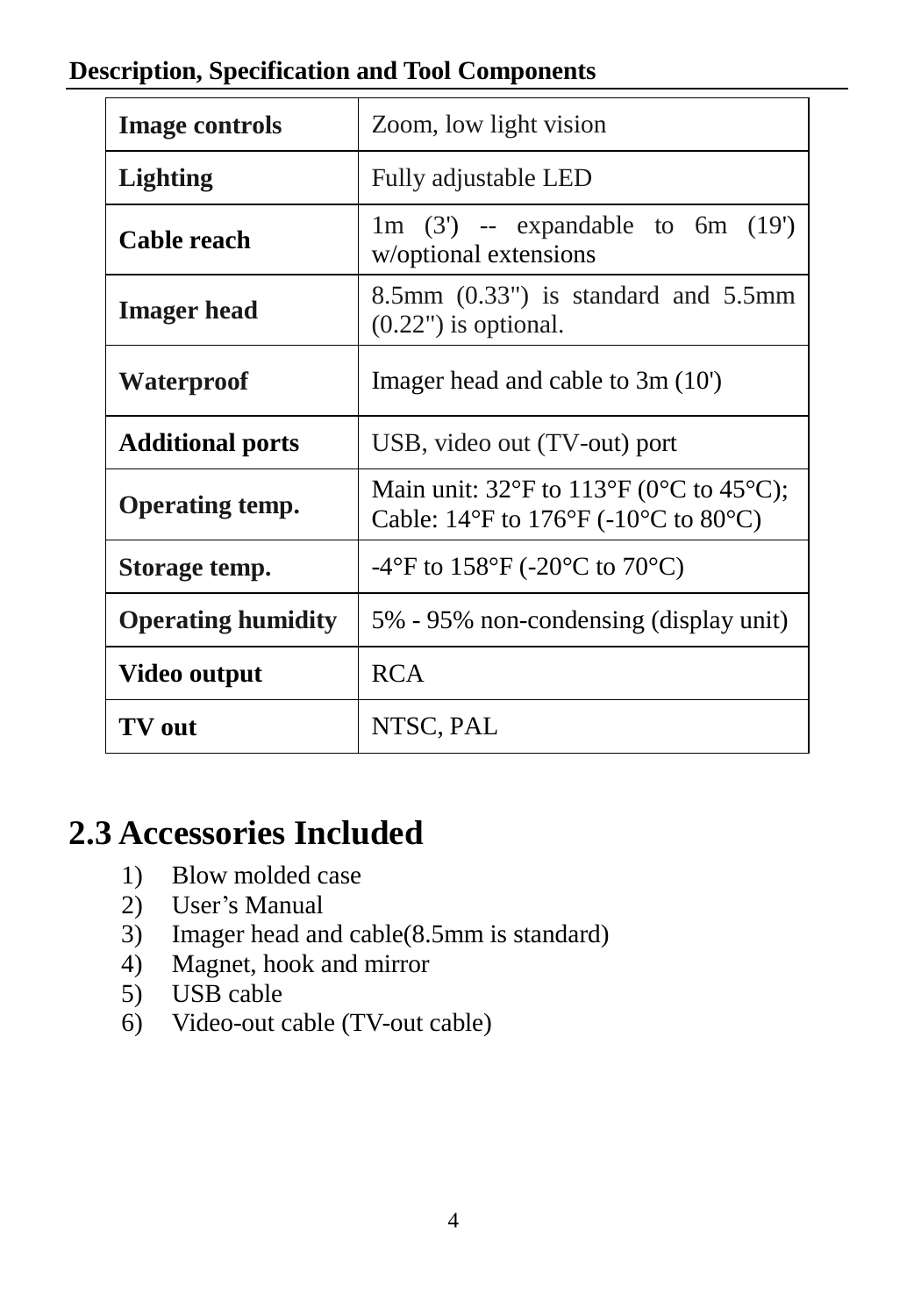**Description, Specification and Tool Components**

| | |
|---|---|
| **Image controls** | Zoom, low light vision |
| **Lighting** | Fully adjustable LED |
| **Cable reach** | 1m (3') -- expandable to 6m (19') w/optional extensions |
| **Imager head** | 8.5mm (0.33") is standard and 5.5mm (0.22") is optional. |
| **Waterproof** | Imager head and cable to 3m (10') |
| **Additional ports** | USB, video out (TV-out) port |
| **Operating temp.** | Main unit: 32°F to 113°F (0°C to 45°C); Cable: 14°F to 176°F (-10°C to 80°C) |
| **Storage temp.** | -4°F to 158°F (-20°C to 70°C) |
| **Operating humidity** | 5% - 95% non-condensing (display unit) |
| **Video output** | RCA |
| **TV out** | NTSC, PAL |

## 2.3 Accessories Included

1) Blow molded case
2) User's Manual
3) Imager head and cable(8.5mm is standard)
4) Magnet, hook and mirror
5) USB cable
6) Video-out cable (TV-out cable)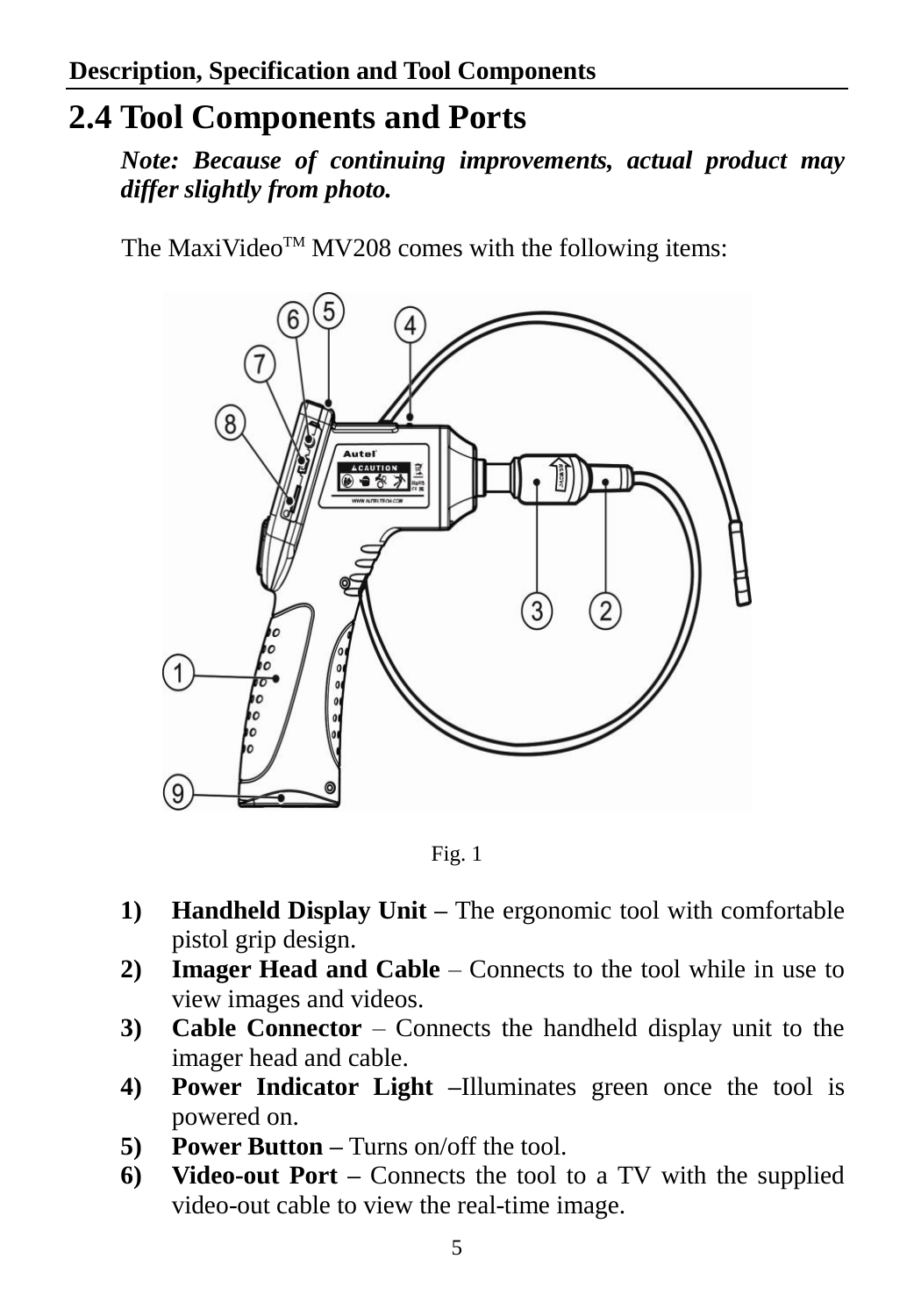## 2.4 Tool Components and Ports

***Note: Because of continuing improvements, actual product may differ slightly from photo.***

The MaxiVideo™ MV208 comes with the following items:

Fig. 1

1) **Handheld Display Unit –** The ergonomic tool with comfortable pistol grip design.
2) **Imager Head and Cable** – Connects to the tool while in use to view images and videos.
3) **Cable Connector** – Connects the handheld display unit to the imager head and cable.
4) **Power Indicator Light** –Illuminates green once the tool is powered on.
5) **Power Button –** Turns on/off the tool.
6) **Video-out Port –** Connects the tool to a TV with the supplied video-out cable to view the real-time image.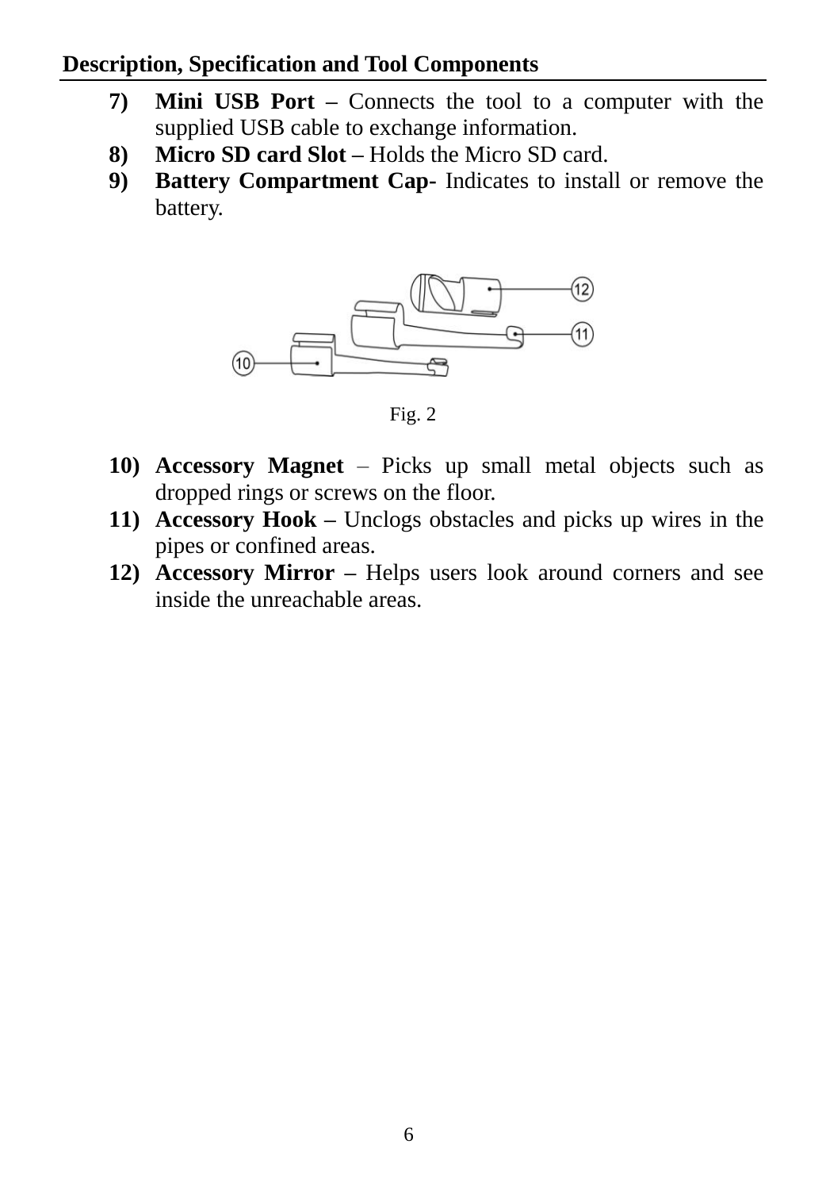**Description, Specification and Tool Components**

7) **Mini USB Port –** Connects the tool to a computer with the supplied USB cable to exchange information.
8) **Micro SD card Slot –** Holds the Micro SD card.
9) **Battery Compartment Cap-** Indicates to install or remove the battery.

Fig. 2

10) **Accessory Magnet** – Picks up small metal objects such as dropped rings or screws on the floor.
11) **Accessory Hook –** Unclogs obstacles and picks up wires in the pipes or confined areas.
12) **Accessory Mirror –** Helps users look around corners and see inside the unreachable areas.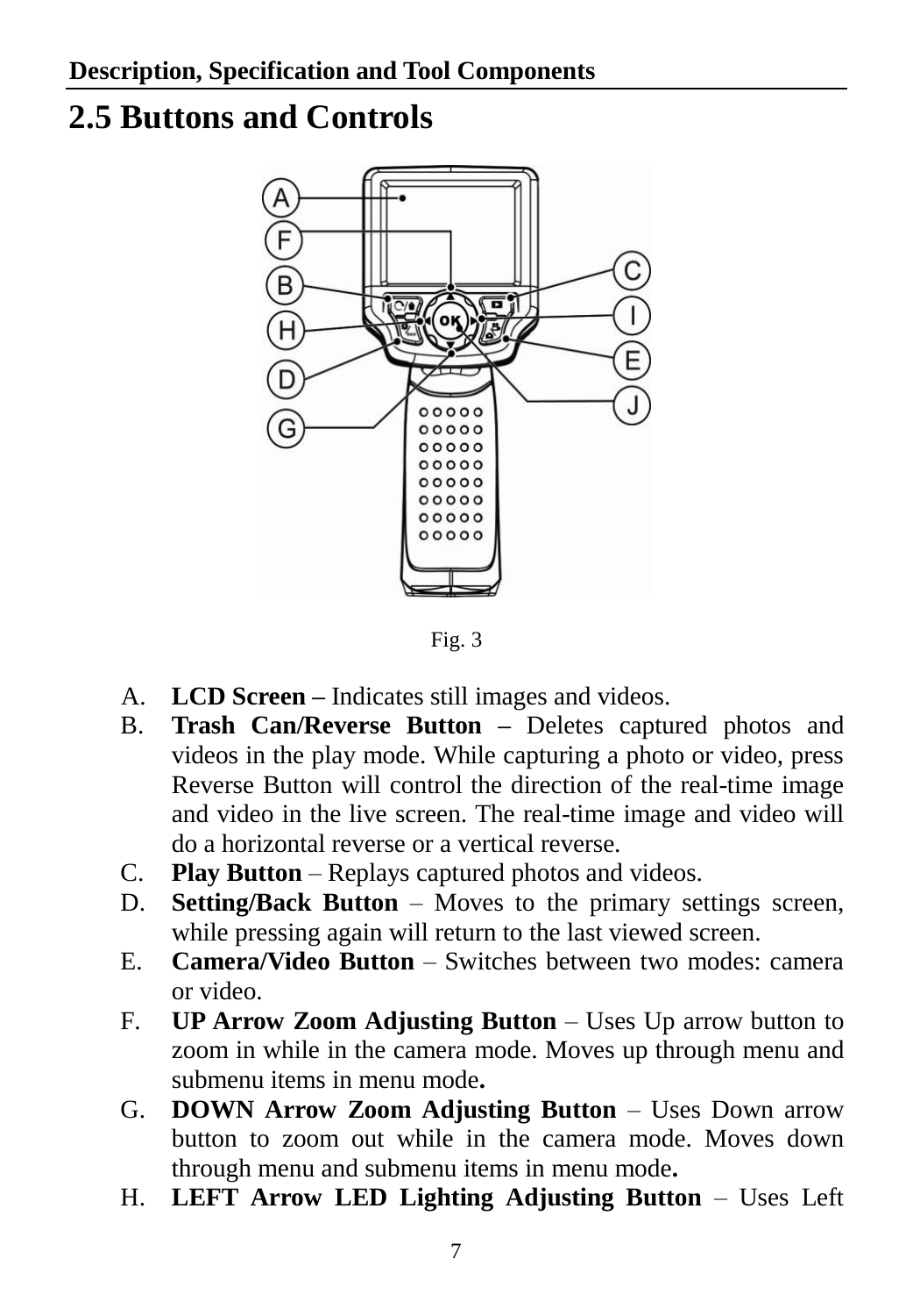## 2.5 Buttons and Controls

Fig. 3

A. **LCD Screen –** Indicates still images and videos.
B. **Trash Can/Reverse Button –** Deletes captured photos and videos in the play mode. While capturing a photo or video, press Reverse Button will control the direction of the real-time image and video in the live screen. The real-time image and video will do a horizontal reverse or a vertical reverse.
C. **Play Button** – Replays captured photos and videos.
D. **Setting/Back Button** – Moves to the primary settings screen, while pressing again will return to the last viewed screen.
E. **Camera/Video Button** – Switches between two modes: camera or video.
F. **UP Arrow Zoom Adjusting Button** – Uses Up arrow button to zoom in while in the camera mode. Moves up through menu and submenu items in menu mode**.**
G. **DOWN Arrow Zoom Adjusting Button** – Uses Down arrow button to zoom out while in the camera mode. Moves down through menu and submenu items in menu mode**.**
H. **LEFT Arrow LED Lighting Adjusting Button** – Uses Left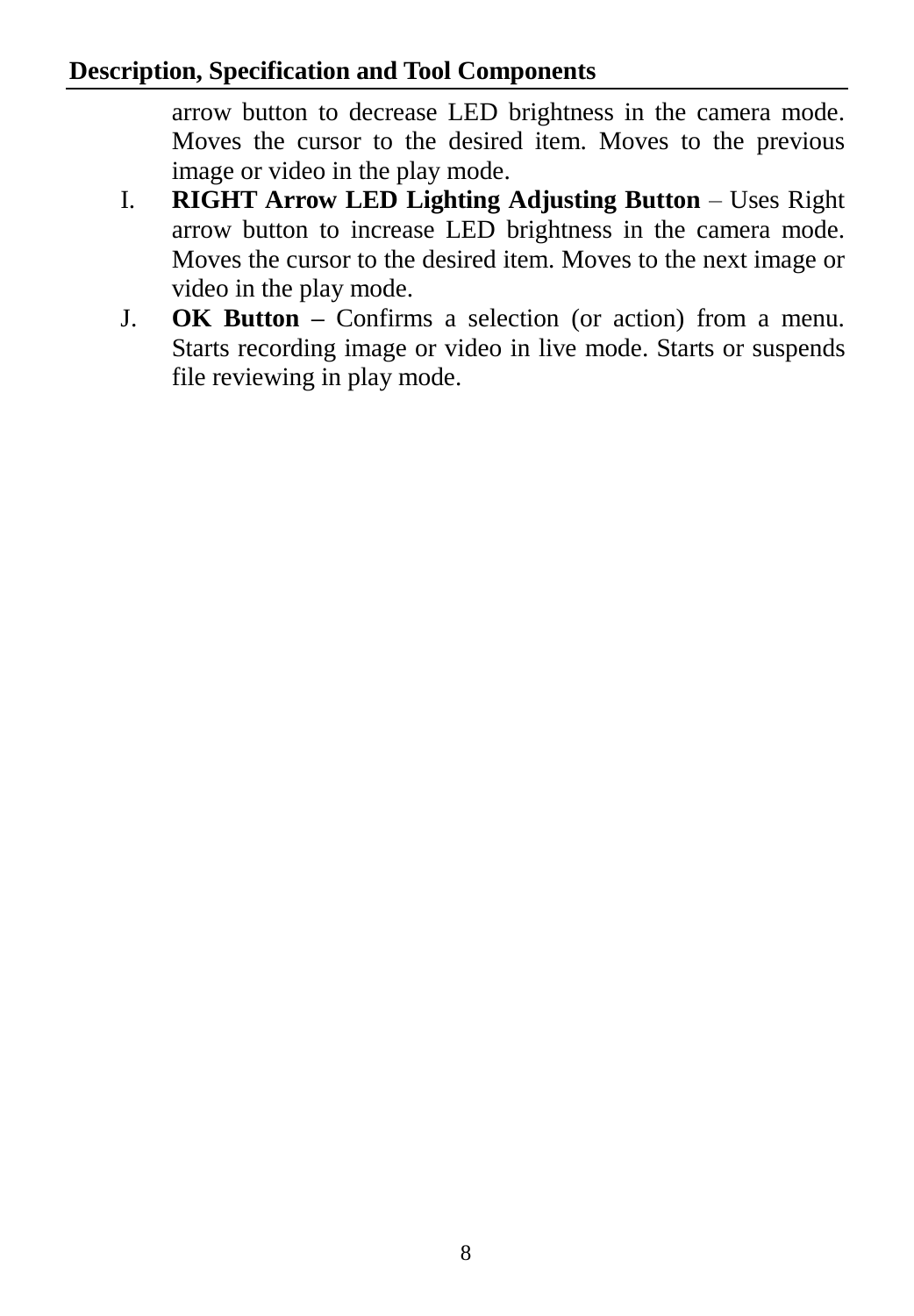arrow button to decrease LED brightness in the camera mode. Moves the cursor to the desired item. Moves to the previous image or video in the play mode.

I. **RIGHT Arrow LED Lighting Adjusting Button** – Uses Right arrow button to increase LED brightness in the camera mode. Moves the cursor to the desired item. Moves to the next image or video in the play mode.

J. **OK Button –** Confirms a selection (or action) from a menu. Starts recording image or video in live mode. Starts or suspends file reviewing in play mode.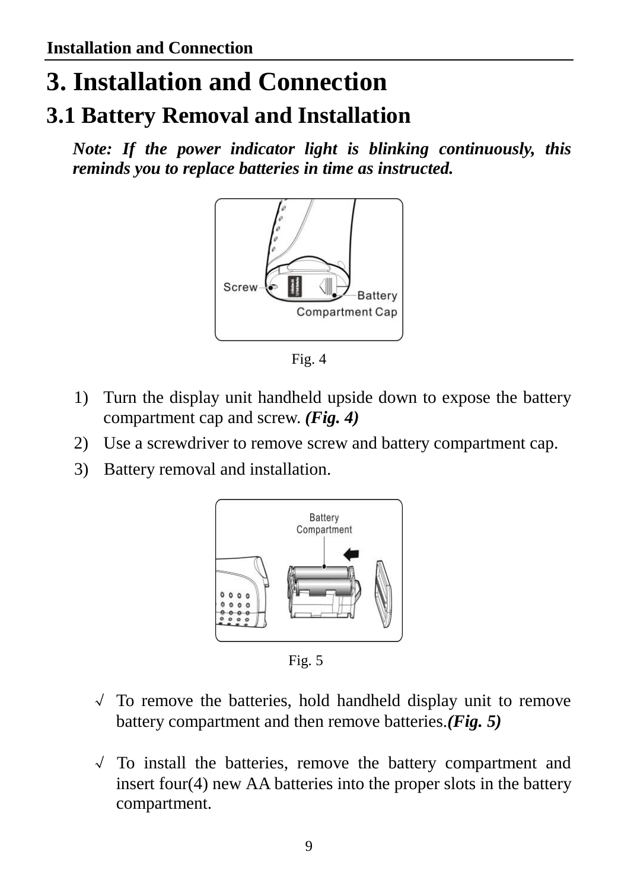# 3. Installation and Connection

## 3.1 Battery Removal and Installation

***Note: If the power indicator light is blinking continuously, this reminds you to replace batteries in time as instructed.***

Fig. 4

1) Turn the display unit handheld upside down to expose the battery compartment cap and screw. ***(Fig. 4)***
2) Use a screwdriver to remove screw and battery compartment cap.
3) Battery removal and installation.

Fig. 5

√ To remove the batteries, hold handheld display unit to remove battery compartment and then remove batteries.***(Fig. 5)***

√ To install the batteries, remove the battery compartment and insert four(4) new AA batteries into the proper slots in the battery compartment.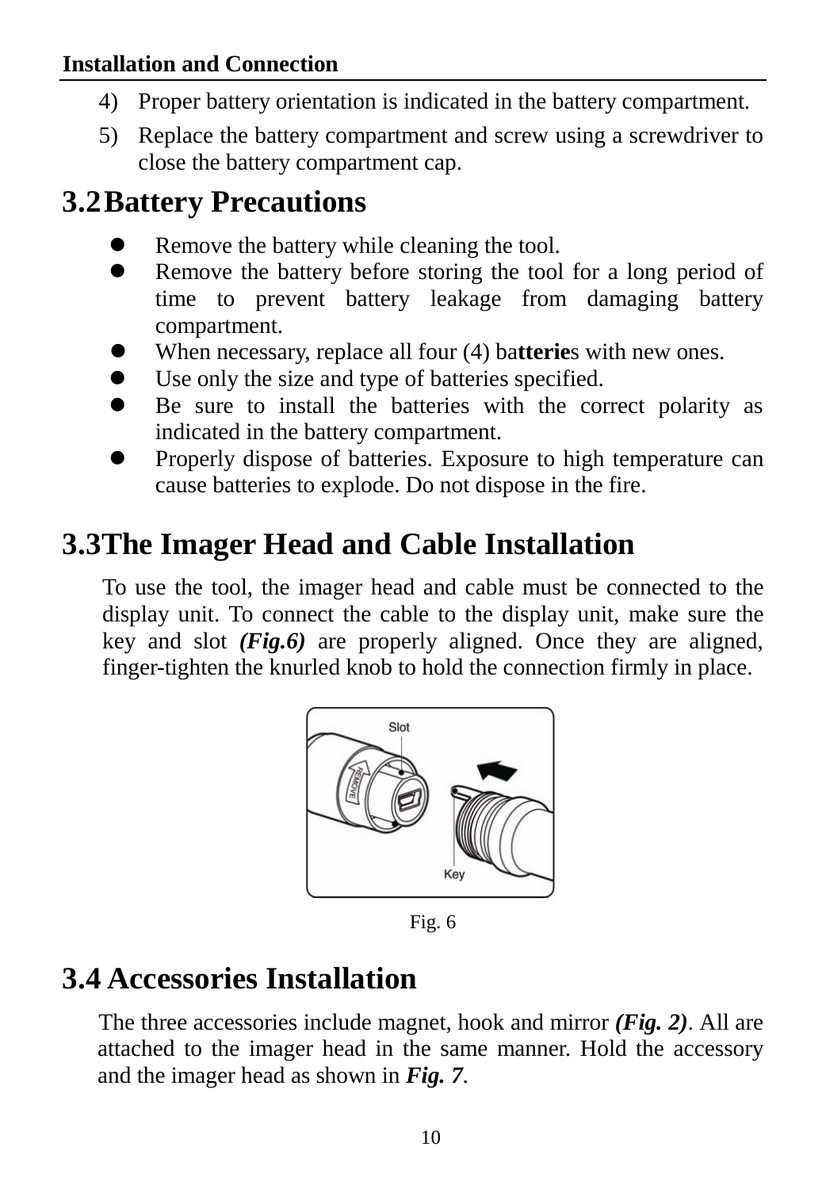4) Proper battery orientation is indicated in the battery compartment.
5) Replace the battery compartment and screw using a screwdriver to close the battery compartment cap.

## 3.2 Battery Precautions

- Remove the battery while cleaning the tool.
- Remove the battery before storing the tool for a long period of time to prevent battery leakage from damaging battery compartment.
- When necessary, replace all four (4) batteries with new ones.
- Use only the size and type of batteries specified.
- Be sure to install the batteries with the correct polarity as indicated in the battery compartment.
- Properly dispose of batteries. Exposure to high temperature can cause batteries to explode. Do not dispose in the fire.

## 3.3 The Imager Head and Cable Installation

To use the tool, the imager head and cable must be connected to the display unit. To connect the cable to the display unit, make sure the key and slot ***(Fig.6)*** are properly aligned. Once they are aligned, finger-tighten the knurled knob to hold the connection firmly in place.

Fig. 6

## 3.4 Accessories Installation

The three accessories include magnet, hook and mirror ***(Fig. 2)***. All are attached to the imager head in the same manner. Hold the accessory and the imager head as shown in ***Fig. 7***.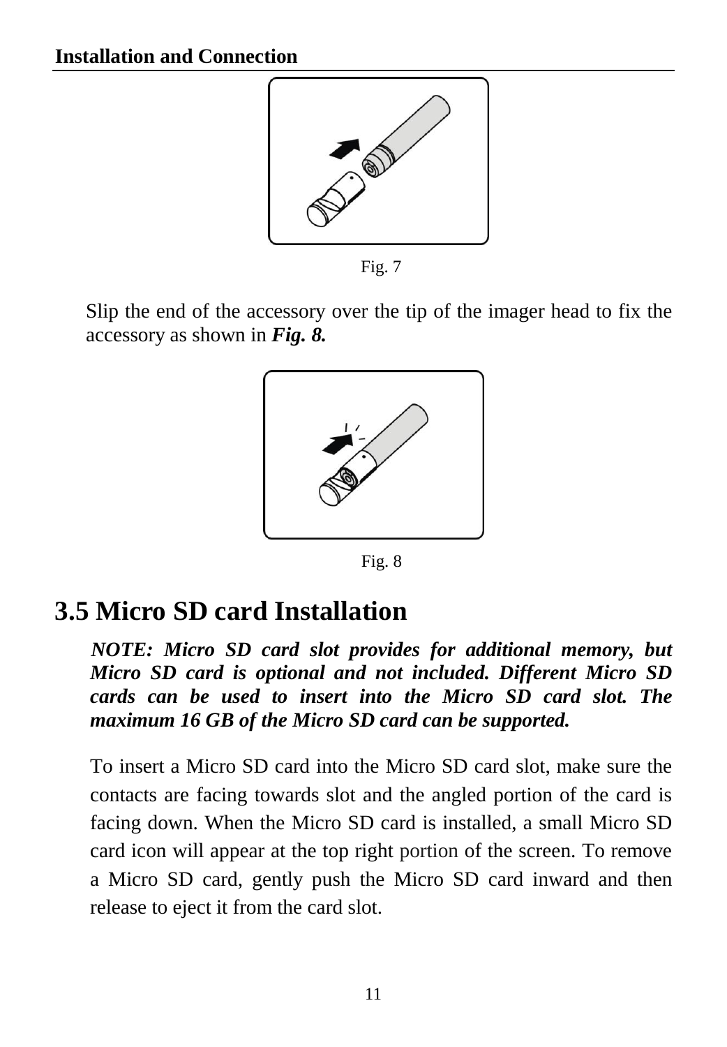Fig. 7

Slip the end of the accessory over the tip of the imager head to fix the accessory as shown in ***Fig. 8.***

Fig. 8

## 3.5 Micro SD card Installation

***NOTE: Micro SD card slot provides for additional memory, but Micro SD card is optional and not included. Different Micro SD cards can be used to insert into the Micro SD card slot. The maximum 16 GB of the Micro SD card can be supported.***

To insert a Micro SD card into the Micro SD card slot, make sure the contacts are facing towards slot and the angled portion of the card is facing down. When the Micro SD card is installed, a small Micro SD card icon will appear at the top right portion of the screen. To remove a Micro SD card, gently push the Micro SD card inward and then release to eject it from the card slot.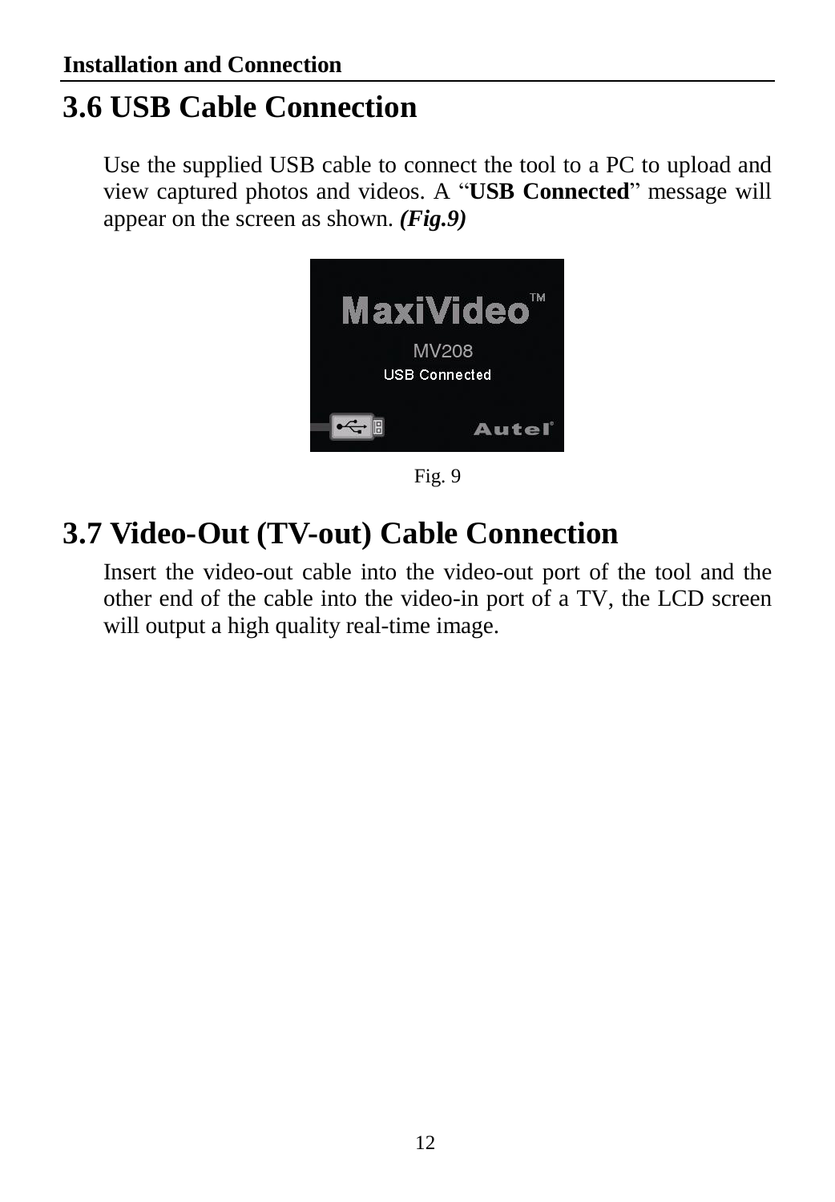## 3.6 USB Cable Connection

Use the supplied USB cable to connect the tool to a PC to upload and view captured photos and videos. A "**USB Connected**" message will appear on the screen as shown. ***(Fig.9)***

Fig. 9

## 3.7 Video-Out (TV-out) Cable Connection

Insert the video-out cable into the video-out port of the tool and the other end of the cable into the video-in port of a TV, the LCD screen will output a high quality real-time image.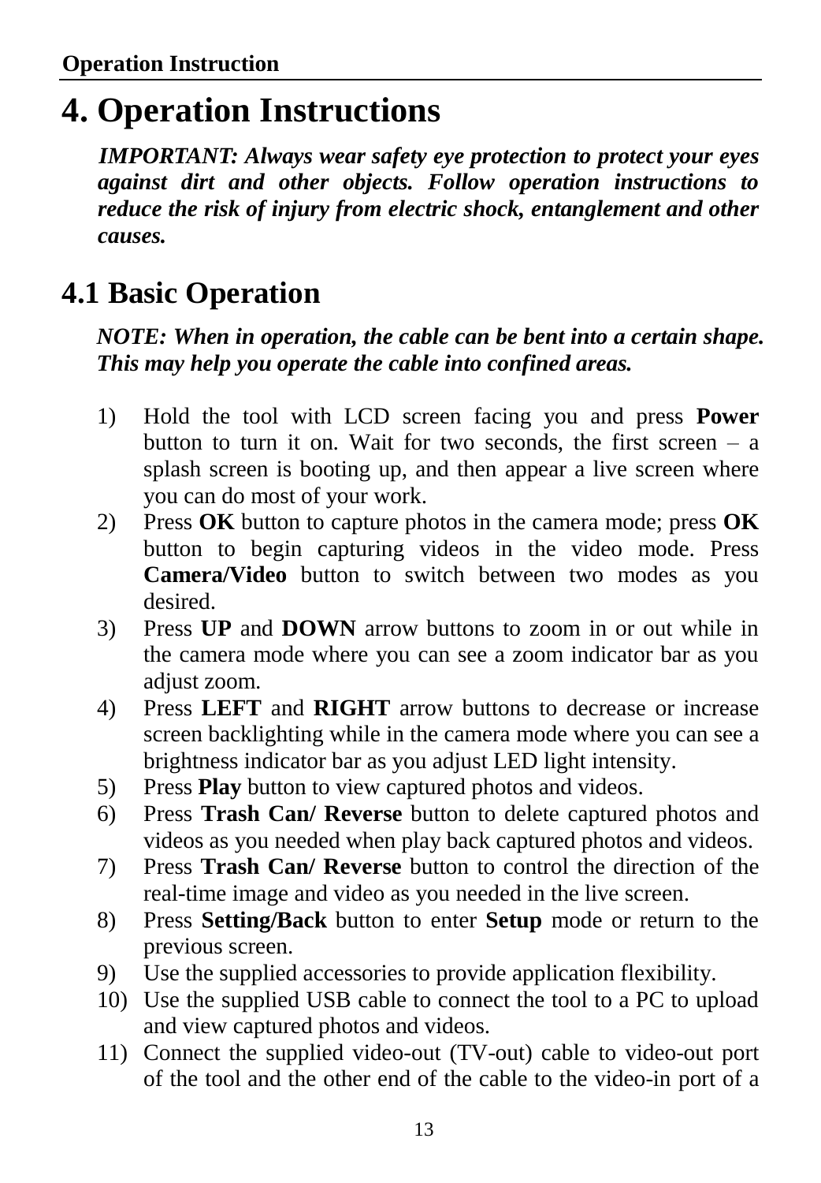# 4. Operation Instructions

***IMPORTANT: Always wear safety eye protection to protect your eyes against dirt and other objects. Follow operation instructions to reduce the risk of injury from electric shock, entanglement and other causes.***

## 4.1 Basic Operation

***NOTE: When in operation, the cable can be bent into a certain shape. This may help you operate the cable into confined areas.***

1) Hold the tool with LCD screen facing you and press **Power** button to turn it on. Wait for two seconds, the first screen – a splash screen is booting up, and then appear a live screen where you can do most of your work.
2) Press **OK** button to capture photos in the camera mode; press **OK** button to begin capturing videos in the video mode. Press **Camera/Video** button to switch between two modes as you desired.
3) Press **UP** and **DOWN** arrow buttons to zoom in or out while in the camera mode where you can see a zoom indicator bar as you adjust zoom.
4) Press **LEFT** and **RIGHT** arrow buttons to decrease or increase screen backlighting while in the camera mode where you can see a brightness indicator bar as you adjust LED light intensity.
5) Press **Play** button to view captured photos and videos.
6) Press **Trash Can/ Reverse** button to delete captured photos and videos as you needed when play back captured photos and videos.
7) Press **Trash Can/ Reverse** button to control the direction of the real-time image and video as you needed in the live screen.
8) Press **Setting/Back** button to enter **Setup** mode or return to the previous screen.
9) Use the supplied accessories to provide application flexibility.
10) Use the supplied USB cable to connect the tool to a PC to upload and view captured photos and videos.
11) Connect the supplied video-out (TV-out) cable to video-out port of the tool and the other end of the cable to the video-in port of a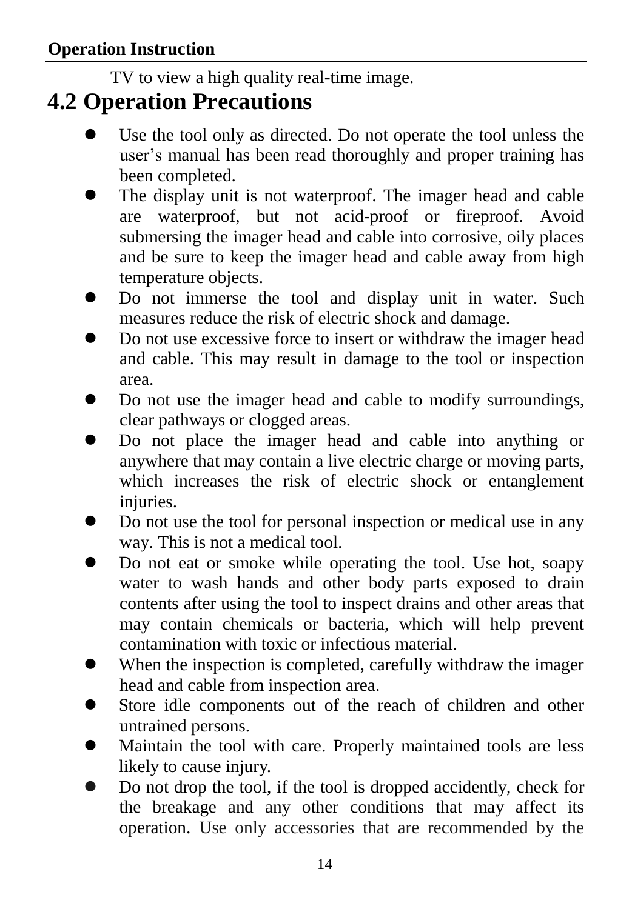TV to view a high quality real-time image.

## 4.2 Operation Precautions

- Use the tool only as directed. Do not operate the tool unless the user's manual has been read thoroughly and proper training has been completed.
- The display unit is not waterproof. The imager head and cable are waterproof, but not acid-proof or fireproof. Avoid submersing the imager head and cable into corrosive, oily places and be sure to keep the imager head and cable away from high temperature objects.
- Do not immerse the tool and display unit in water. Such measures reduce the risk of electric shock and damage.
- Do not use excessive force to insert or withdraw the imager head and cable. This may result in damage to the tool or inspection area.
- Do not use the imager head and cable to modify surroundings, clear pathways or clogged areas.
- Do not place the imager head and cable into anything or anywhere that may contain a live electric charge or moving parts, which increases the risk of electric shock or entanglement injuries.
- Do not use the tool for personal inspection or medical use in any way. This is not a medical tool.
- Do not eat or smoke while operating the tool. Use hot, soapy water to wash hands and other body parts exposed to drain contents after using the tool to inspect drains and other areas that may contain chemicals or bacteria, which will help prevent contamination with toxic or infectious material.
- When the inspection is completed, carefully withdraw the imager head and cable from inspection area.
- Store idle components out of the reach of children and other untrained persons.
- Maintain the tool with care. Properly maintained tools are less likely to cause injury.
- Do not drop the tool, if the tool is dropped accidently, check for the breakage and any other conditions that may affect its operation. Use only accessories that are recommended by the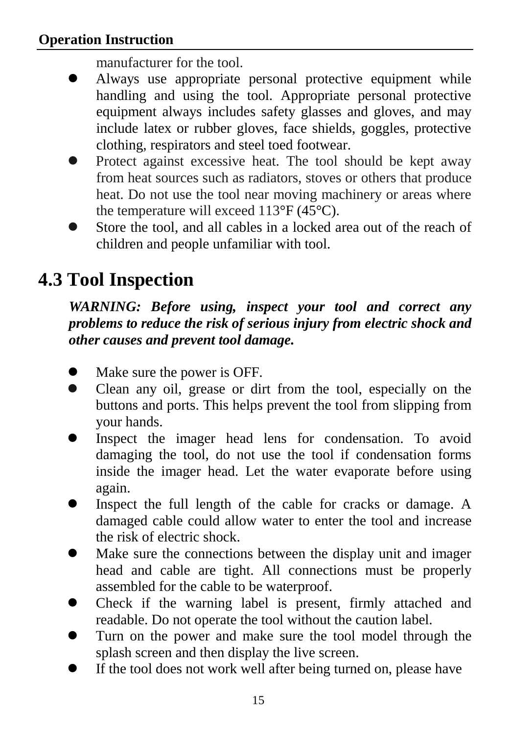manufacturer for the tool.

- Always use appropriate personal protective equipment while handling and using the tool. Appropriate personal protective equipment always includes safety glasses and gloves, and may include latex or rubber gloves, face shields, goggles, protective clothing, respirators and steel toed footwear.
- Protect against excessive heat. The tool should be kept away from heat sources such as radiators, stoves or others that produce heat. Do not use the tool near moving machinery or areas where the temperature will exceed 113°F (45°C).
- Store the tool, and all cables in a locked area out of the reach of children and people unfamiliar with tool.

## 4.3 Tool Inspection

***WARNING: Before using, inspect your tool and correct any problems to reduce the risk of serious injury from electric shock and other causes and prevent tool damage.***

- Make sure the power is OFF.
- Clean any oil, grease or dirt from the tool, especially on the buttons and ports. This helps prevent the tool from slipping from your hands.
- Inspect the imager head lens for condensation. To avoid damaging the tool, do not use the tool if condensation forms inside the imager head. Let the water evaporate before using again.
- Inspect the full length of the cable for cracks or damage. A damaged cable could allow water to enter the tool and increase the risk of electric shock.
- Make sure the connections between the display unit and imager head and cable are tight. All connections must be properly assembled for the cable to be waterproof.
- Check if the warning label is present, firmly attached and readable. Do not operate the tool without the caution label.
- Turn on the power and make sure the tool model through the splash screen and then display the live screen.
- If the tool does not work well after being turned on, please have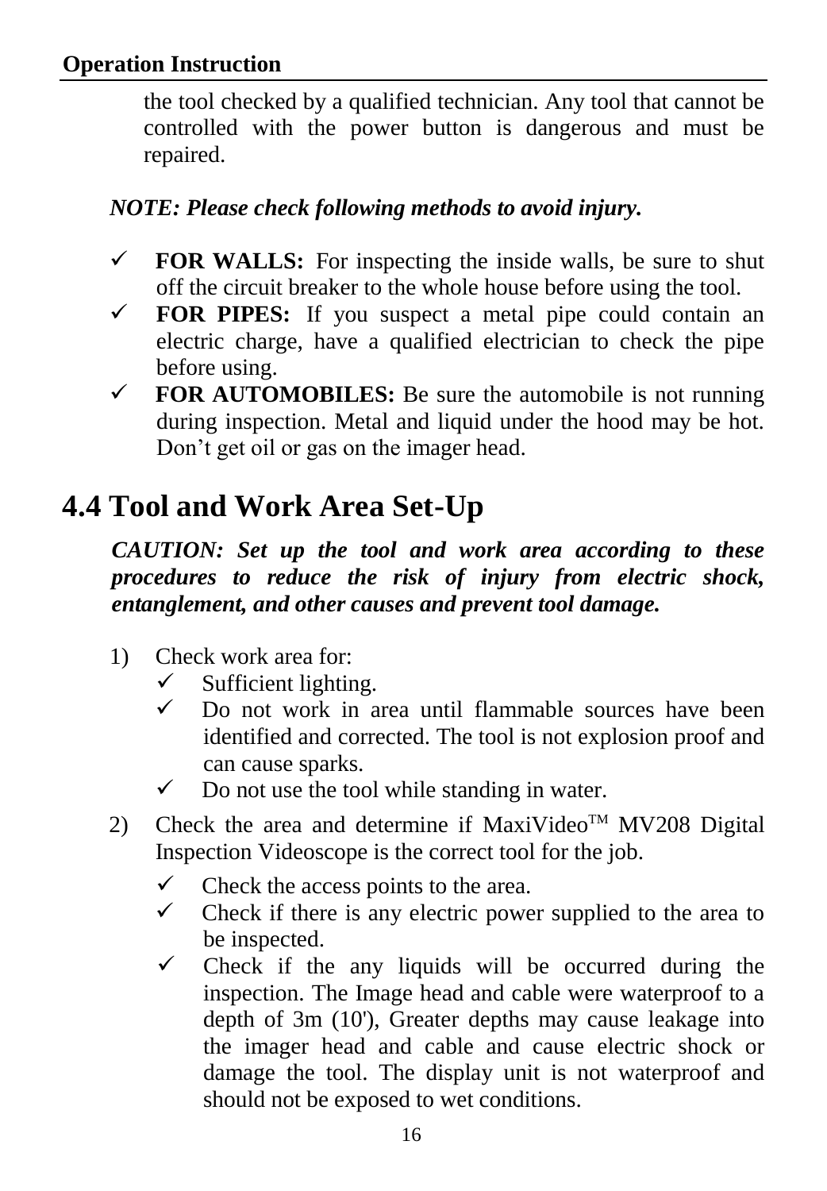the tool checked by a qualified technician. Any tool that cannot be controlled with the power button is dangerous and must be repaired.

***NOTE: Please check following methods to avoid injury.***

- ✓ **FOR WALLS:** For inspecting the inside walls, be sure to shut off the circuit breaker to the whole house before using the tool.
- ✓ **FOR PIPES:** If you suspect a metal pipe could contain an electric charge, have a qualified electrician to check the pipe before using.
- ✓ **FOR AUTOMOBILES:** Be sure the automobile is not running during inspection. Metal and liquid under the hood may be hot. Don't get oil or gas on the imager head.

## 4.4 Tool and Work Area Set-Up

***CAUTION: Set up the tool and work area according to these procedures to reduce the risk of injury from electric shock, entanglement, and other causes and prevent tool damage.***

1) Check work area for:
   - ✓ Sufficient lighting.
   - ✓ Do not work in area until flammable sources have been identified and corrected. The tool is not explosion proof and can cause sparks.
   - ✓ Do not use the tool while standing in water.
2) Check the area and determine if MaxiVideo™ MV208 Digital Inspection Videoscope is the correct tool for the job.
   - ✓ Check the access points to the area.
   - ✓ Check if there is any electric power supplied to the area to be inspected.
   - ✓ Check if the any liquids will be occurred during the inspection. The Image head and cable were waterproof to a depth of 3m (10'), Greater depths may cause leakage into the imager head and cable and cause electric shock or damage the tool. The display unit is not waterproof and should not be exposed to wet conditions.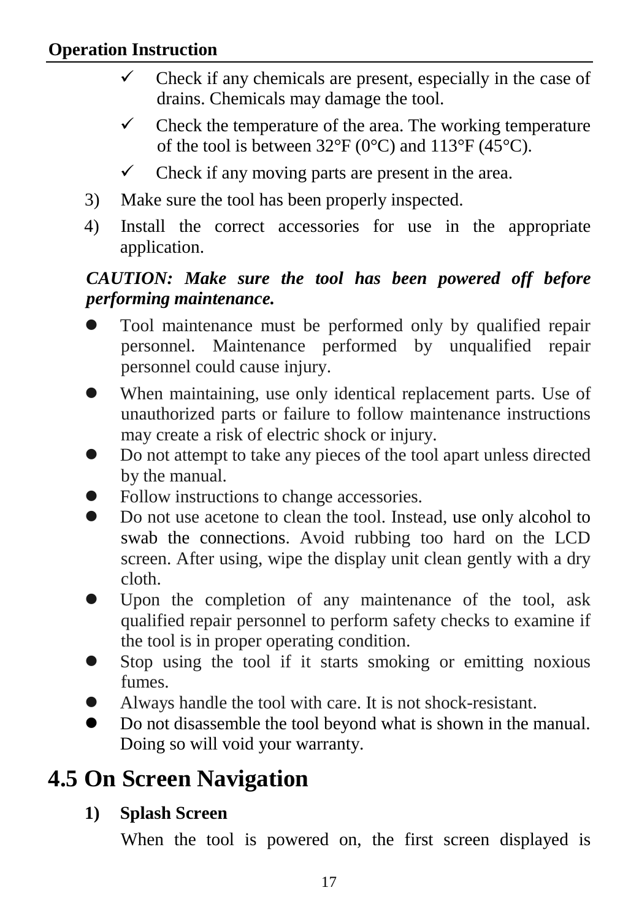- ✓ Check if any chemicals are present, especially in the case of drains. Chemicals may damage the tool.
- ✓ Check the temperature of the area. The working temperature of the tool is between 32°F (0°C) and 113°F (45°C).
- ✓ Check if any moving parts are present in the area.

3) Make sure the tool has been properly inspected.
4) Install the correct accessories for use in the appropriate application.

***CAUTION: Make sure the tool has been powered off before performing maintenance.***

- Tool maintenance must be performed only by qualified repair personnel. Maintenance performed by unqualified repair personnel could cause injury.
- When maintaining, use only identical replacement parts. Use of unauthorized parts or failure to follow maintenance instructions may create a risk of electric shock or injury.
- Do not attempt to take any pieces of the tool apart unless directed by the manual.
- Follow instructions to change accessories.
- Do not use acetone to clean the tool. Instead, use only alcohol to swab the connections. Avoid rubbing too hard on the LCD screen. After using, wipe the display unit clean gently with a dry cloth.
- Upon the completion of any maintenance of the tool, ask qualified repair personnel to perform safety checks to examine if the tool is in proper operating condition.
- Stop using the tool if it starts smoking or emitting noxious fumes.
- Always handle the tool with care. It is not shock-resistant.
- Do not disassemble the tool beyond what is shown in the manual. Doing so will void your warranty.

## 4.5 On Screen Navigation

**1) Splash Screen**

When the tool is powered on, the first screen displayed is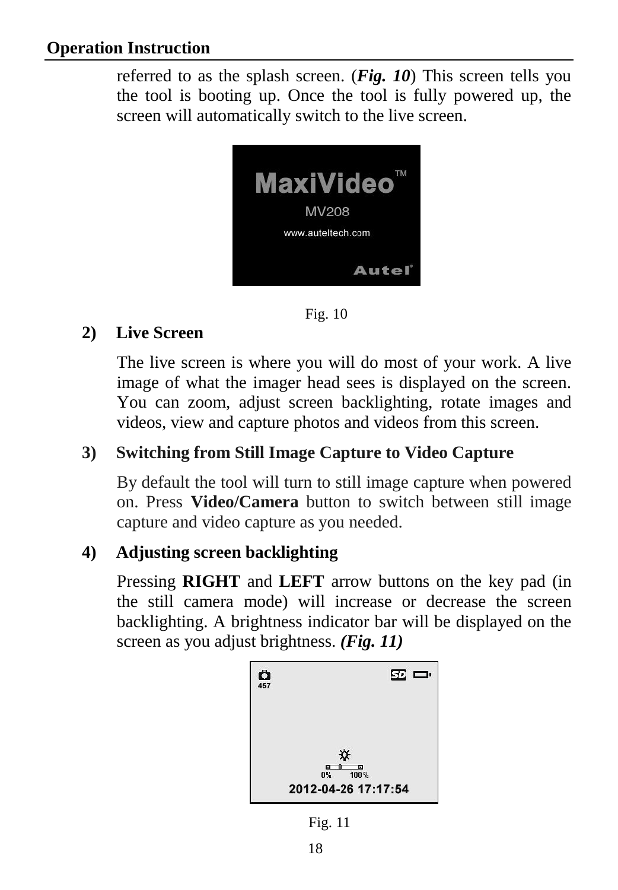referred to as the splash screen. (***Fig. 10***) This screen tells you the tool is booting up. Once the tool is fully powered up, the screen will automatically switch to the live screen.

Fig. 10

**2) Live Screen**

The live screen is where you will do most of your work. A live image of what the imager head sees is displayed on the screen. You can zoom, adjust screen backlighting, rotate images and videos, view and capture photos and videos from this screen.

**3) Switching from Still Image Capture to Video Capture**

By default the tool will turn to still image capture when powered on. Press **Video/Camera** button to switch between still image capture and video capture as you needed.

**4) Adjusting screen backlighting**

Pressing **RIGHT** and **LEFT** arrow buttons on the key pad (in the still camera mode) will increase or decrease the screen backlighting. A brightness indicator bar will be displayed on the screen as you adjust brightness. ***(Fig. 11)***

Fig. 11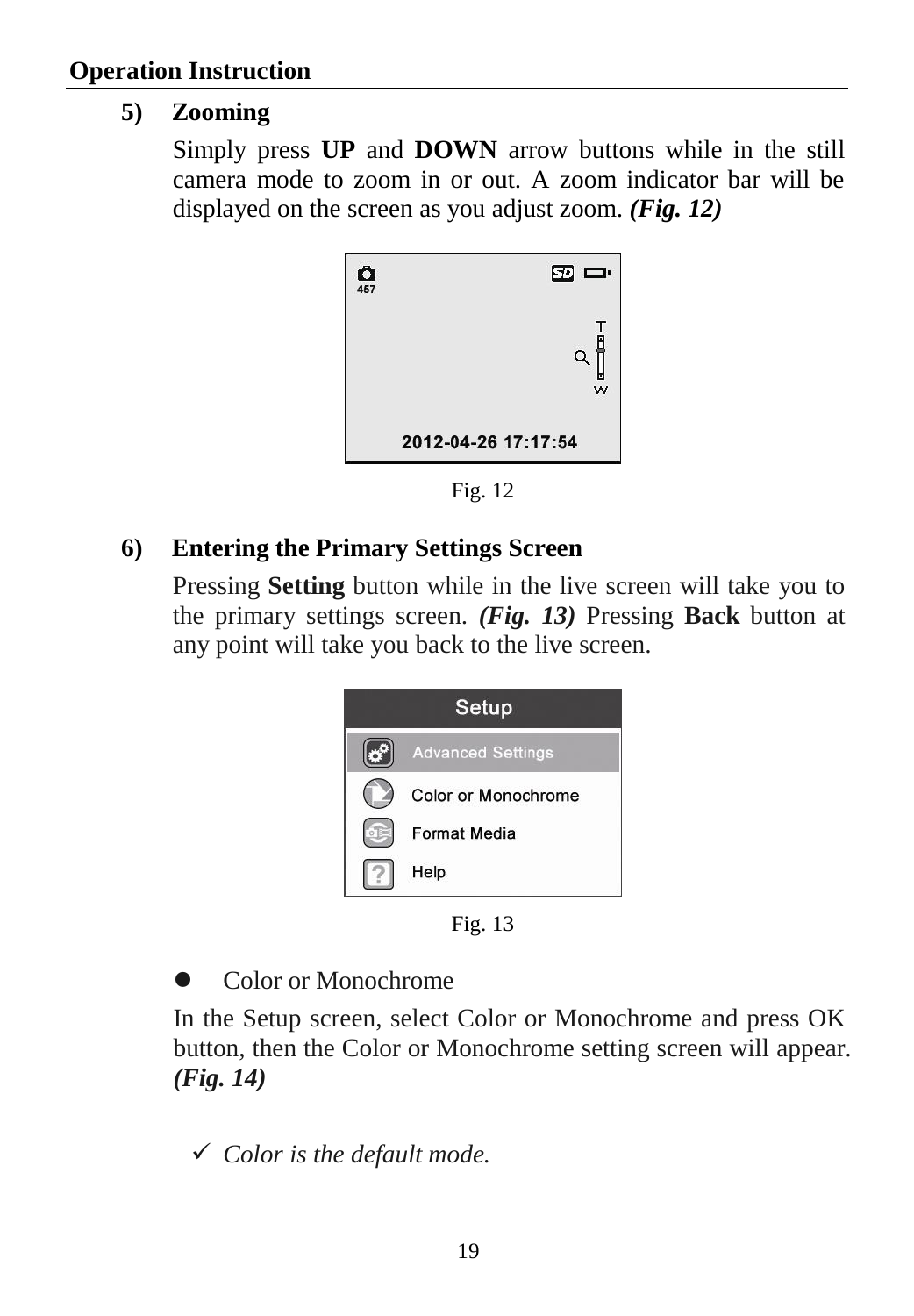## Operation Instruction

### 5) Zooming

Simply press **UP** and **DOWN** arrow buttons while in the still camera mode to zoom in or out. A zoom indicator bar will be displayed on the screen as you adjust zoom. ***(Fig. 12)***

Fig. 12

### 6) Entering the Primary Settings Screen

Pressing **Setting** button while in the live screen will take you to the primary settings screen. ***(Fig. 13)*** Pressing **Back** button at any point will take you back to the live screen.

Fig. 13

- Color or Monochrome

In the Setup screen, select Color or Monochrome and press OK button, then the Color or Monochrome setting screen will appear. ***(Fig. 14)***

✓ *Color is the default mode.*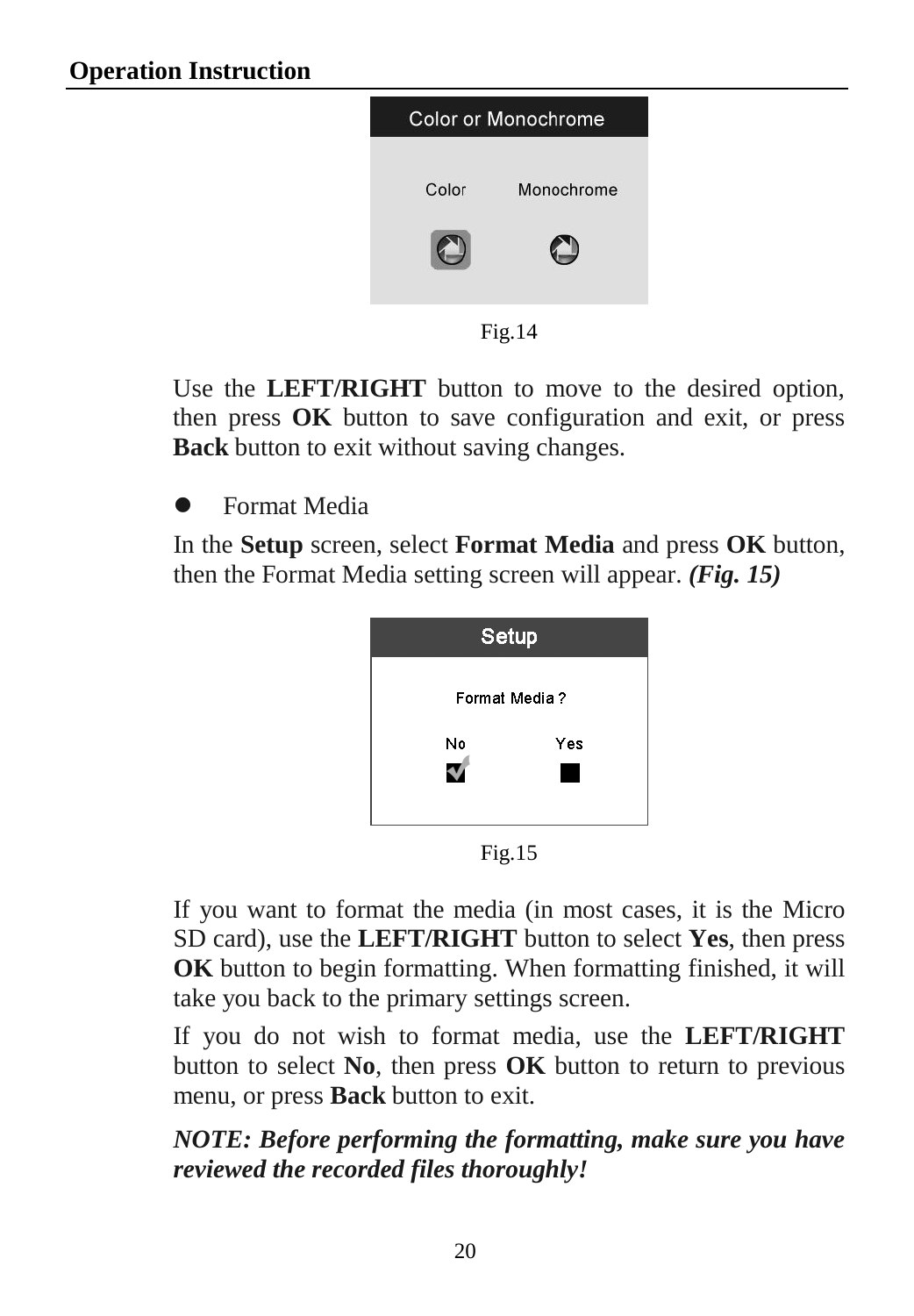Fig.14

Use the **LEFT/RIGHT** button to move to the desired option, then press **OK** button to save configuration and exit, or press **Back** button to exit without saving changes.

- Format Media

In the **Setup** screen, select **Format Media** and press **OK** button, then the Format Media setting screen will appear. ***(Fig. 15)***

Fig.15

If you want to format the media (in most cases, it is the Micro SD card), use the **LEFT/RIGHT** button to select **Yes**, then press **OK** button to begin formatting. When formatting finished, it will take you back to the primary settings screen.

If you do not wish to format media, use the **LEFT/RIGHT** button to select **No**, then press **OK** button to return to previous menu, or press **Back** button to exit.

***NOTE: Before performing the formatting, make sure you have reviewed the recorded files thoroughly!***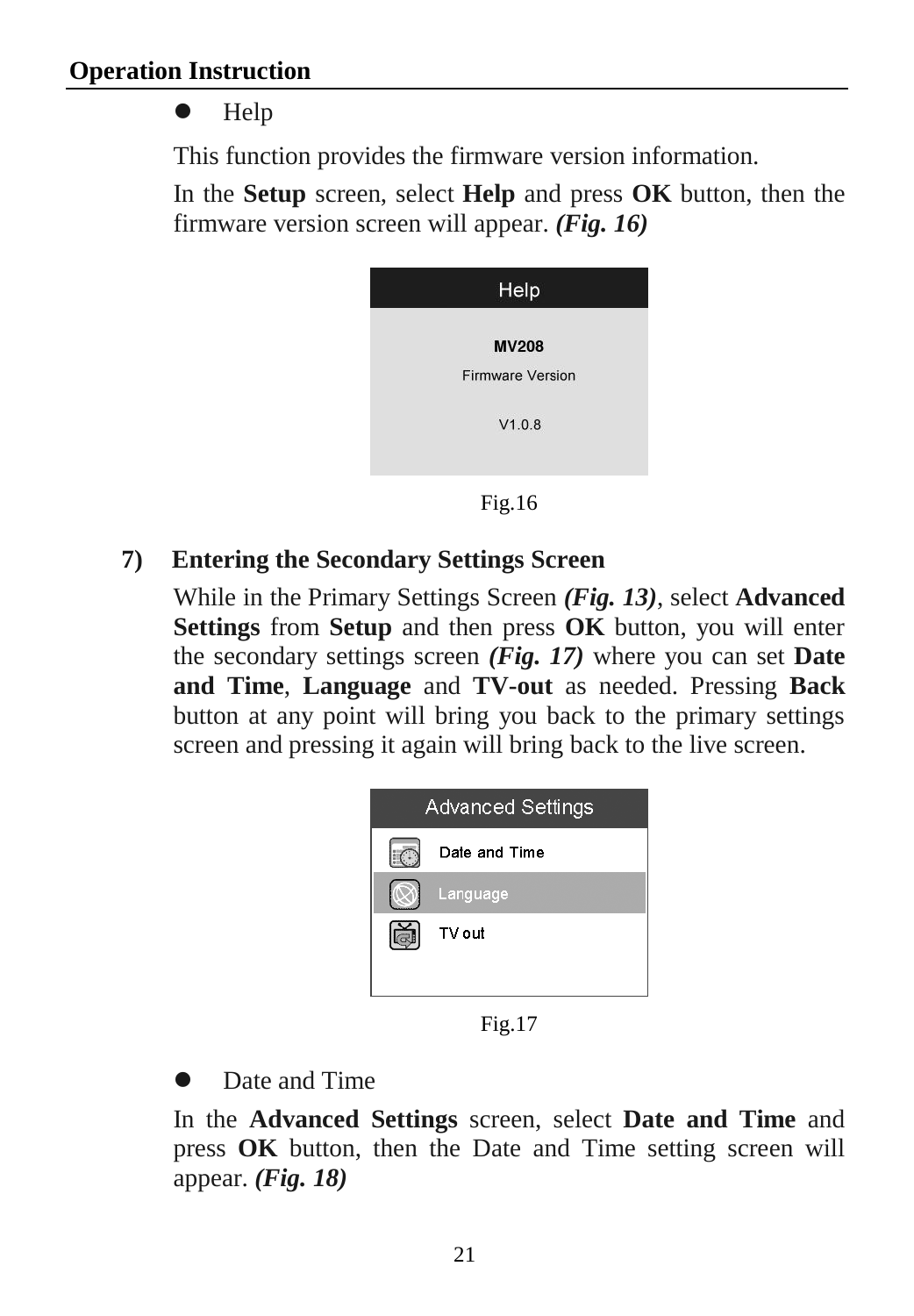- Help

This function provides the firmware version information.

In the **Setup** screen, select **Help** and press **OK** button, then the firmware version screen will appear. ***(Fig. 16)***

Help

**MV208**

Firmware Version

V1.0.8

Fig.16

### 7) Entering the Secondary Settings Screen

While in the Primary Settings Screen ***(Fig. 13)***, select **Advanced Settings** from **Setup** and then press **OK** button, you will enter the secondary settings screen ***(Fig. 17)*** where you can set **Date and Time**, **Language** and **TV-out** as needed. Pressing **Back** button at any point will bring you back to the primary settings screen and pressing it again will bring back to the live screen.

Advanced Settings

Date and Time

Language

TV out

Fig.17

- Date and Time

In the **Advanced Settings** screen, select **Date and Time** and press **OK** button, then the Date and Time setting screen will appear. ***(Fig. 18)***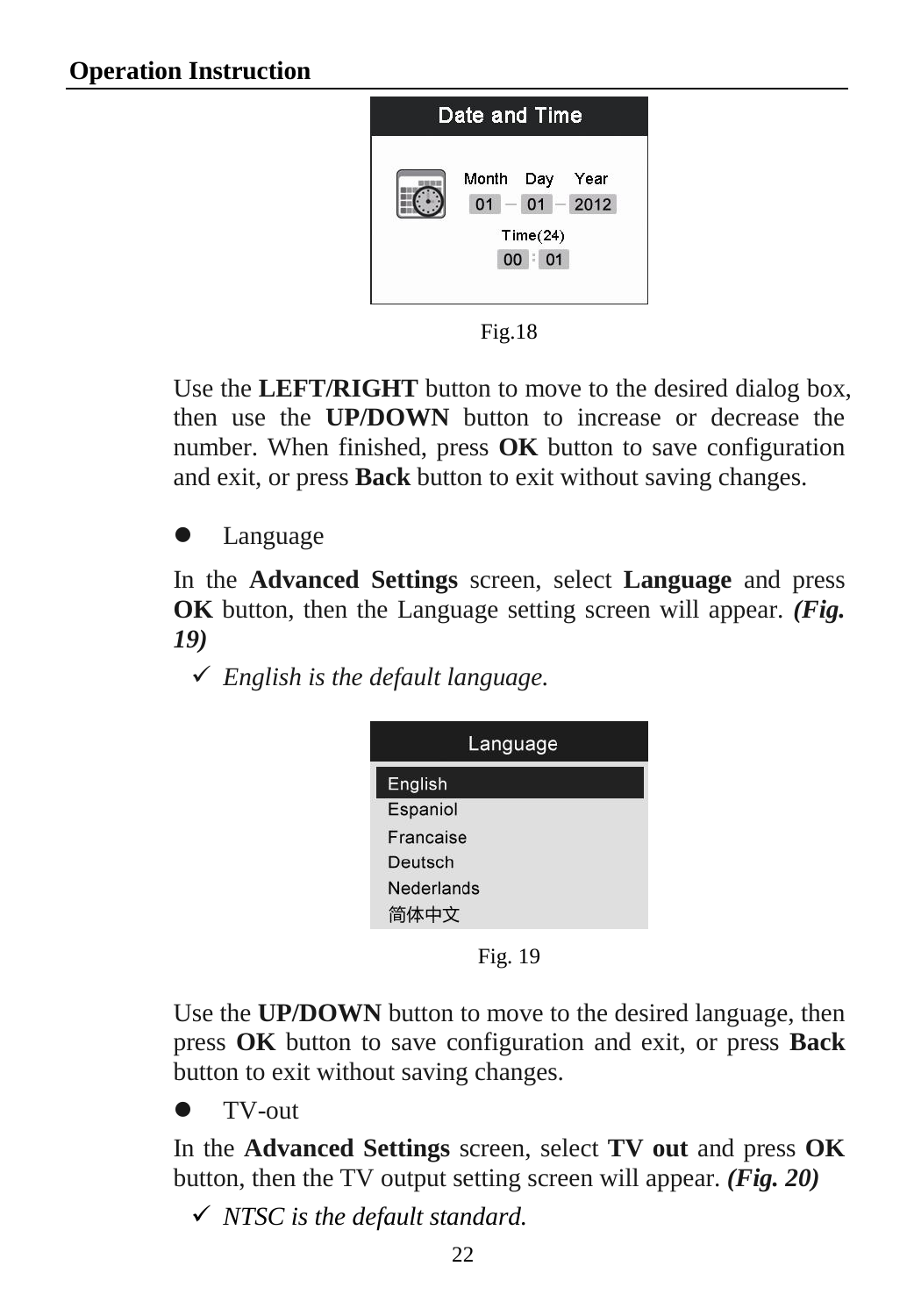Fig.18

Use the **LEFT/RIGHT** button to move to the desired dialog box, then use the **UP/DOWN** button to increase or decrease the number. When finished, press **OK** button to save configuration and exit, or press **Back** button to exit without saving changes.

- Language

In the **Advanced Settings** screen, select **Language** and press **OK** button, then the Language setting screen will appear. ***(Fig. 19)***

- ✓ *English is the default language.*

Fig. 19

Use the **UP/DOWN** button to move to the desired language, then press **OK** button to save configuration and exit, or press **Back** button to exit without saving changes.

- TV-out

In the **Advanced Settings** screen, select **TV out** and press **OK** button, then the TV output setting screen will appear. ***(Fig. 20)***

- ✓ *NTSC is the default standard.*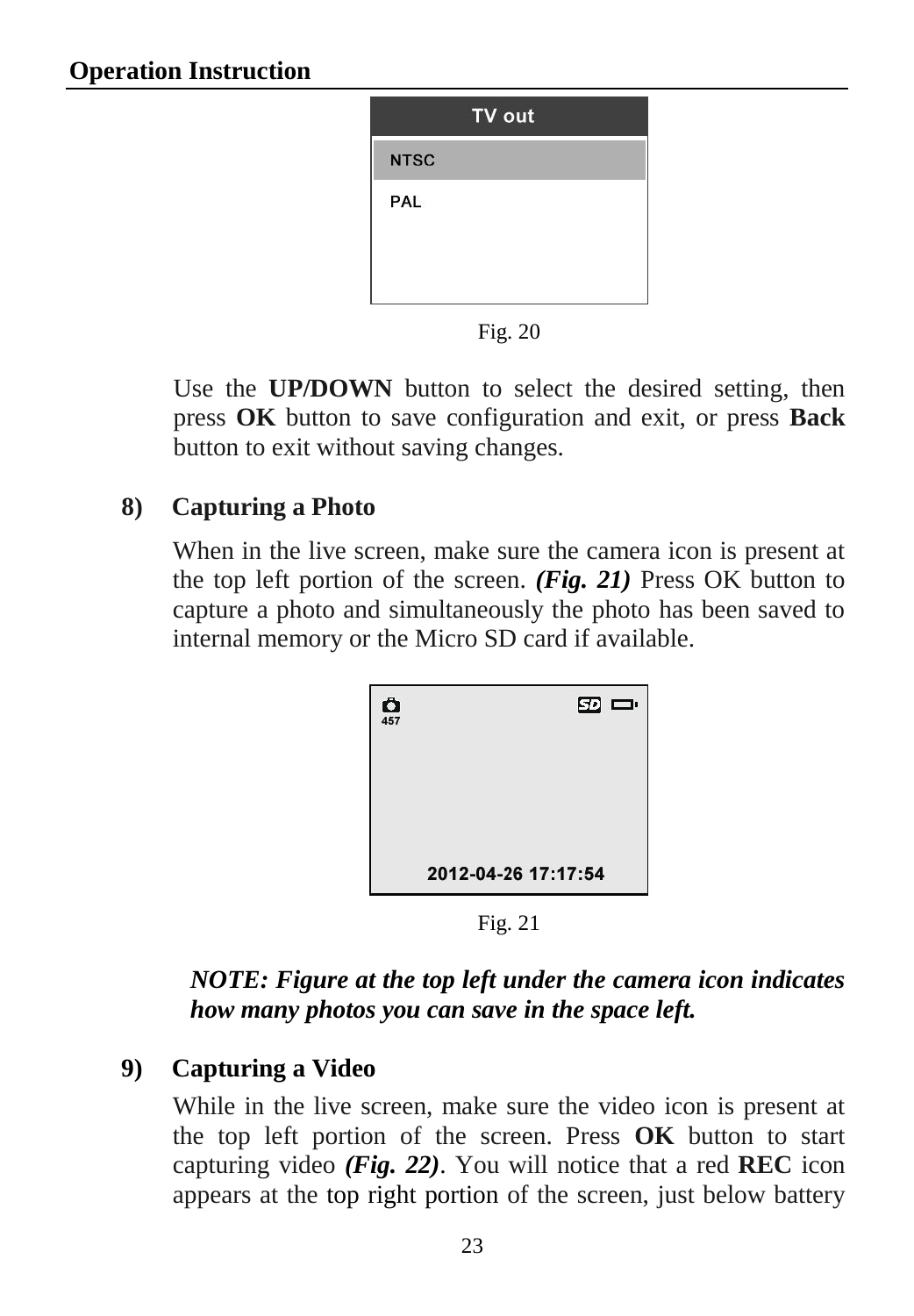TV out

NTSC

PAL

Fig. 20

Use the **UP/DOWN** button to select the desired setting, then press **OK** button to save configuration and exit, or press **Back** button to exit without saving changes.

## 8) Capturing a Photo

When in the live screen, make sure the camera icon is present at the top left portion of the screen. ***(Fig. 21)*** Press OK button to capture a photo and simultaneously the photo has been saved to internal memory or the Micro SD card if available.

457

2012-04-26 17:17:54

Fig. 21

***NOTE: Figure at the top left under the camera icon indicates how many photos you can save in the space left.***

## 9) Capturing a Video

While in the live screen, make sure the video icon is present at the top left portion of the screen. Press **OK** button to start capturing video ***(Fig. 22)***. You will notice that a red **REC** icon appears at the top right portion of the screen, just below battery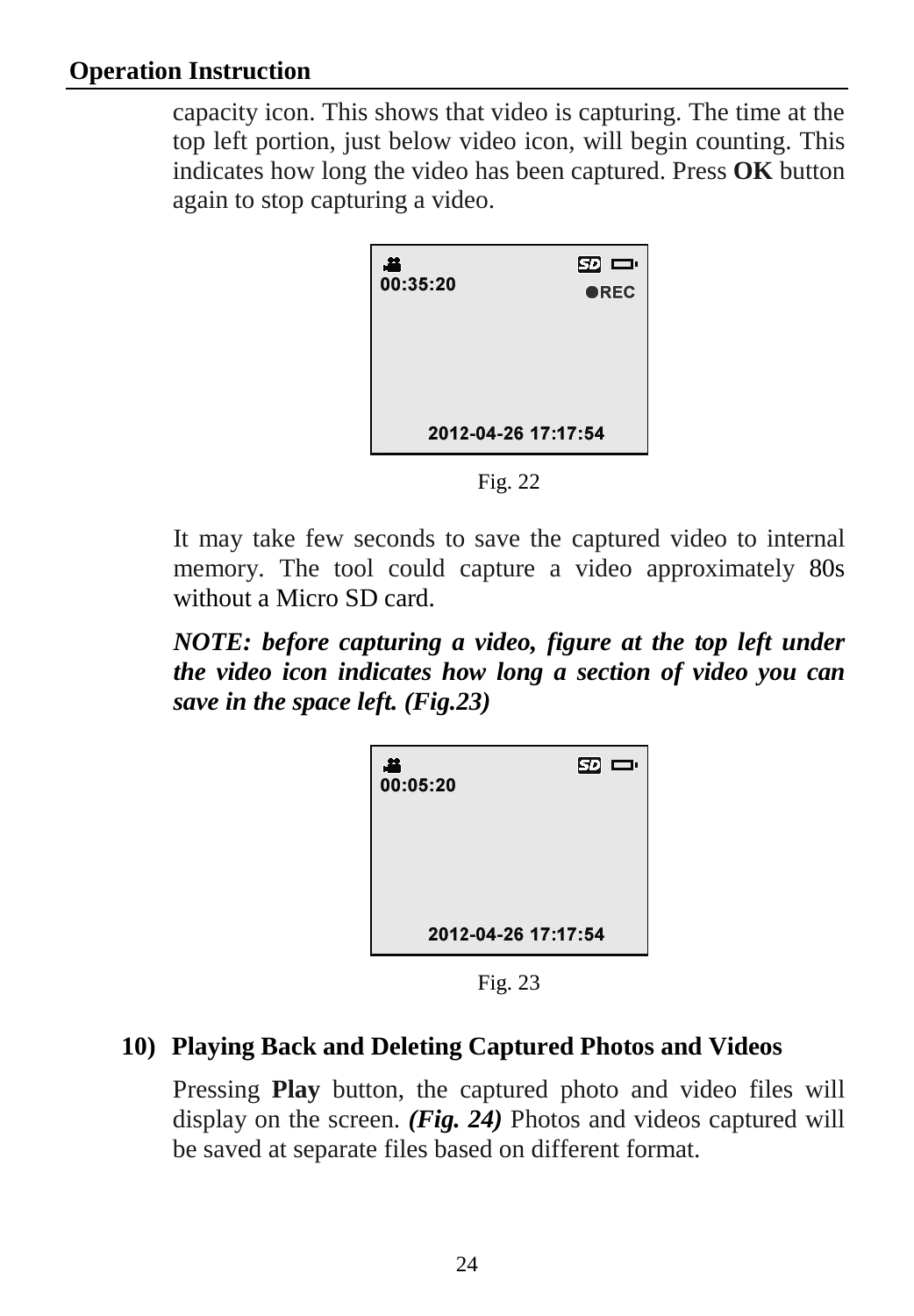capacity icon. This shows that video is capturing. The time at the top left portion, just below video icon, will begin counting. This indicates how long the video has been captured. Press **OK** button again to stop capturing a video.

Fig. 22

It may take few seconds to save the captured video to internal memory. The tool could capture a video approximately 80s without a Micro SD card.

***NOTE: before capturing a video, figure at the top left under the video icon indicates how long a section of video you can save in the space left. (Fig.23)***

Fig. 23

### 10) Playing Back and Deleting Captured Photos and Videos

Pressing **Play** button, the captured photo and video files will display on the screen. ***(Fig. 24)*** Photos and videos captured will be saved at separate files based on different format.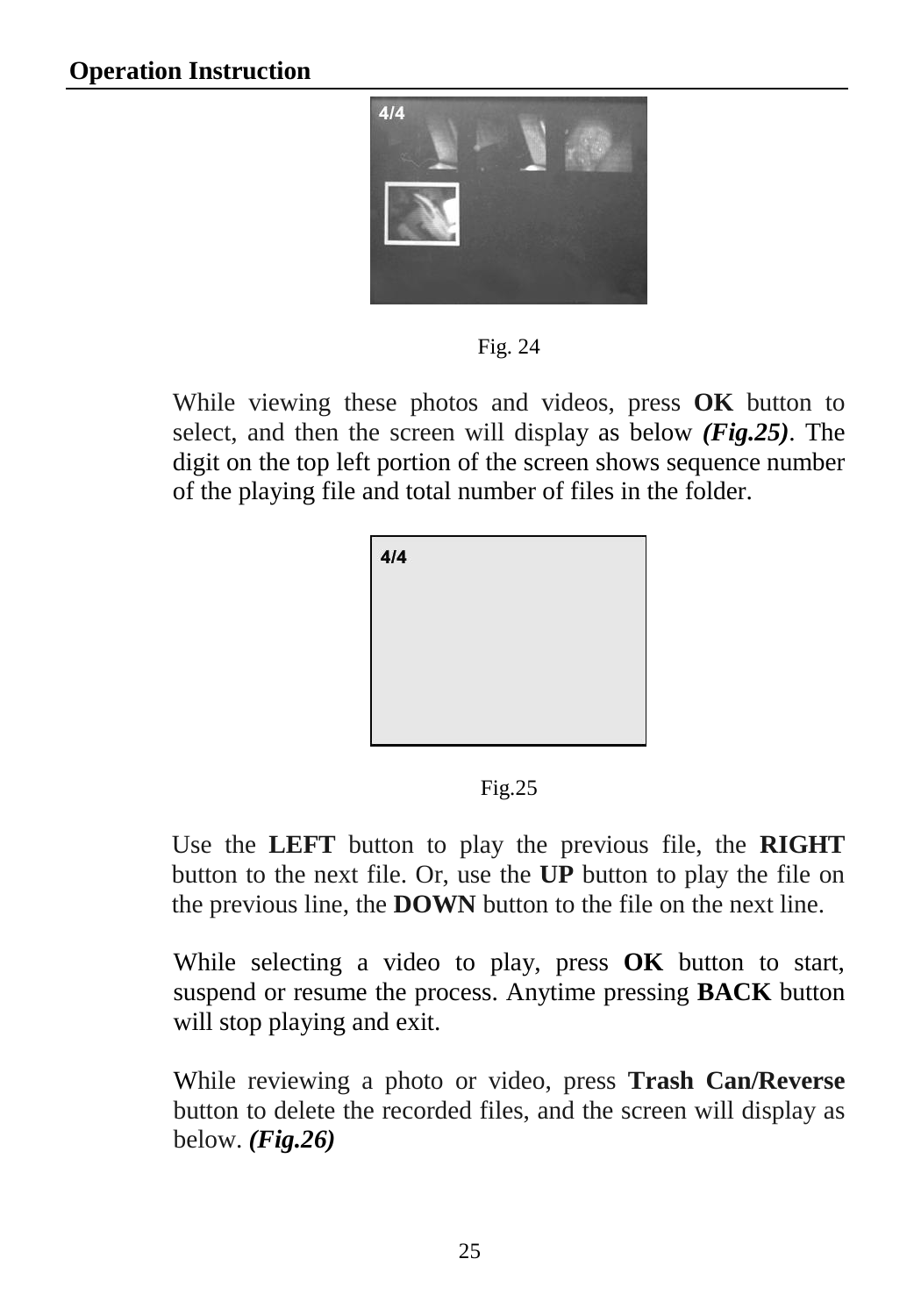Fig. 24

While viewing these photos and videos, press **OK** button to select, and then the screen will display as below ***(Fig.25)***. The digit on the top left portion of the screen shows sequence number of the playing file and total number of files in the folder.

Fig.25

Use the **LEFT** button to play the previous file, the **RIGHT** button to the next file. Or, use the **UP** button to play the file on the previous line, the **DOWN** button to the file on the next line.

While selecting a video to play, press **OK** button to start, suspend or resume the process. Anytime pressing **BACK** button will stop playing and exit.

While reviewing a photo or video, press **Trash Can/Reverse** button to delete the recorded files, and the screen will display as below. ***(Fig.26)***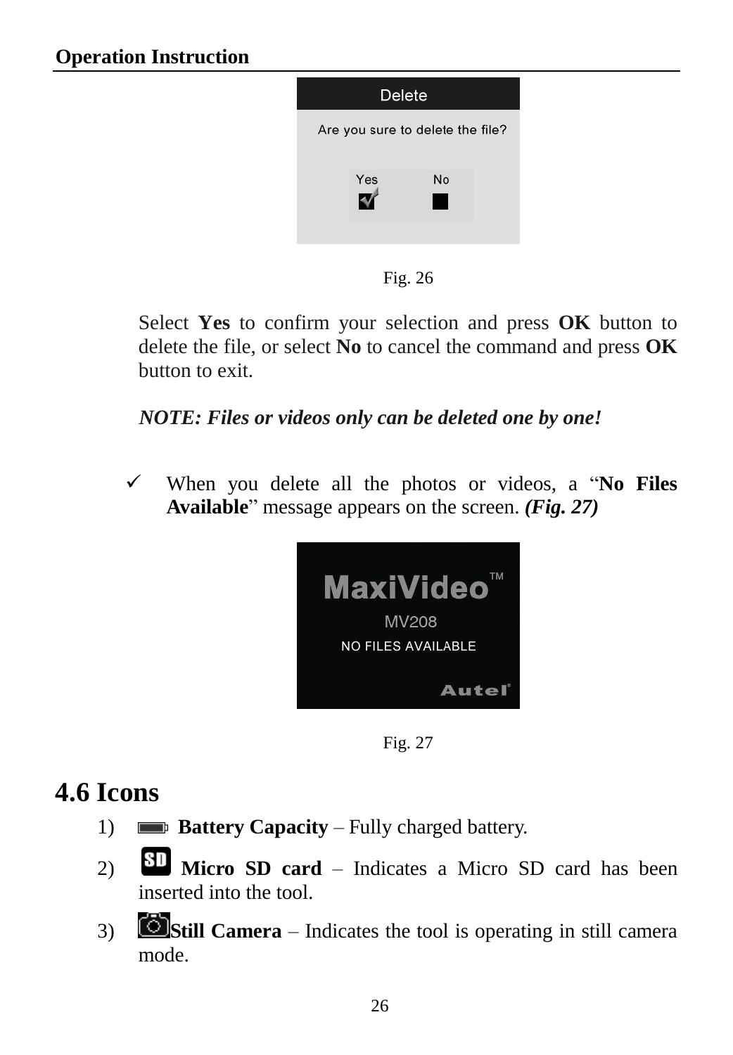Fig. 26

Select **Yes** to confirm your selection and press **OK** button to delete the file, or select **No** to cancel the command and press **OK** button to exit.

***NOTE: Files or videos only can be deleted one by one!***

- ✓ When you delete all the photos or videos, a "**No Files Available**" message appears on the screen. ***(Fig. 27)***

Fig. 27

## 4.6 Icons

1) **Battery Capacity** – Fully charged battery.
2) **Micro SD card** – Indicates a Micro SD card has been inserted into the tool.
3) **Still Camera** – Indicates the tool is operating in still camera mode.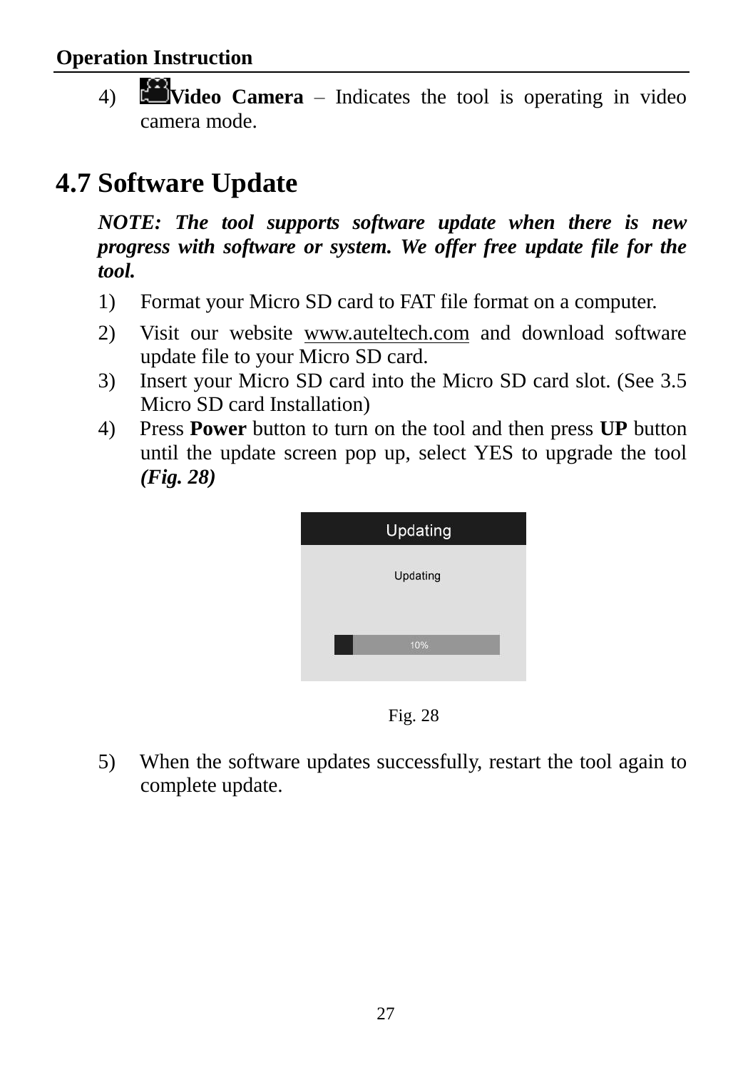4) **Video Camera** – Indicates the tool is operating in video camera mode.

## 4.7 Software Update

***NOTE: The tool supports software update when there is new progress with software or system. We offer free update file for the tool.***

1) Format your Micro SD card to FAT file format on a computer.
2) Visit our website www.auteltech.com and download software update file to your Micro SD card.
3) Insert your Micro SD card into the Micro SD card slot. (See 3.5 Micro SD card Installation)
4) Press **Power** button to turn on the tool and then press **UP** button until the update screen pop up, select YES to upgrade the tool ***(Fig. 28)***

Fig. 28

5) When the software updates successfully, restart the tool again to complete update.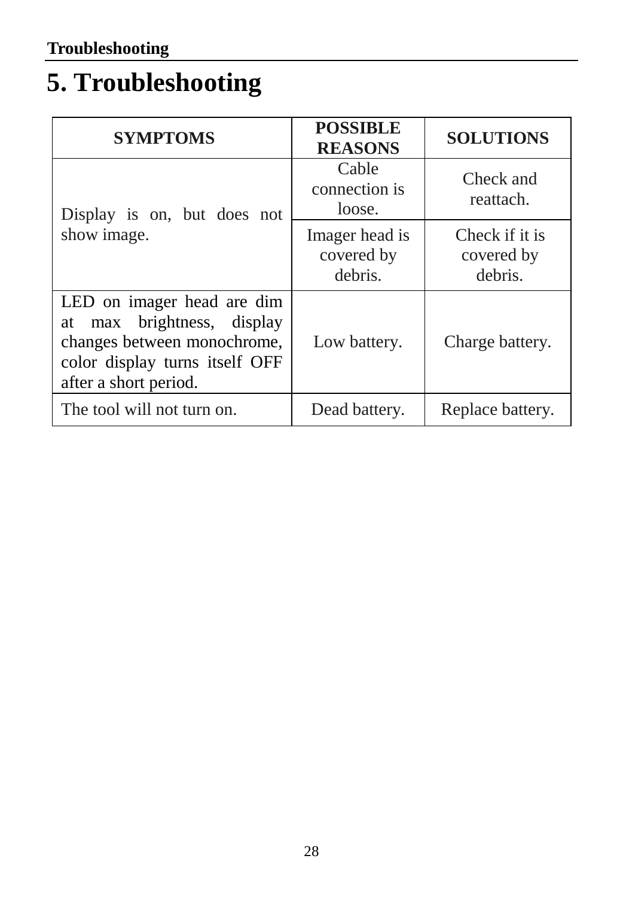# 5. Troubleshooting

| SYMPTOMS | POSSIBLE REASONS | SOLUTIONS |
|---|---|---|
| Display is on, but does not show image. | Cable connection is loose. | Check and reattach. |
| | Imager head is covered by debris. | Check if it is covered by debris. |
| LED on imager head are dim at max brightness, display changes between monochrome, color display turns itself OFF after a short period. | Low battery. | Charge battery. |
| The tool will not turn on. | Dead battery. | Replace battery. |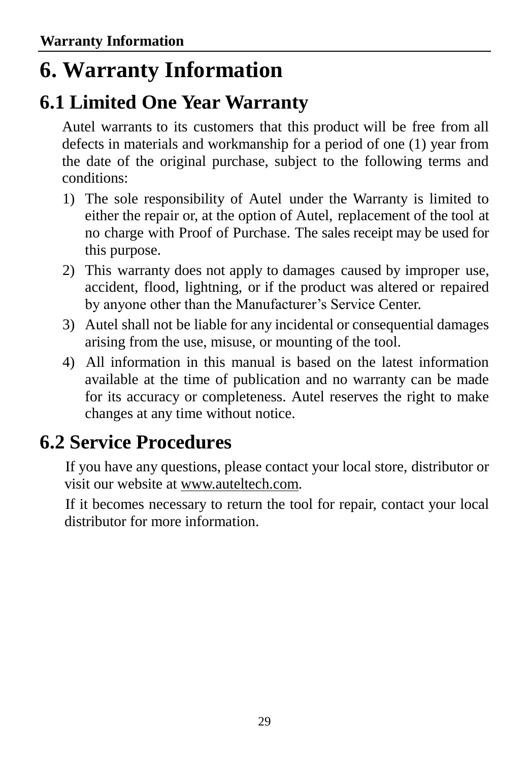# 6. Warranty Information

## 6.1 Limited One Year Warranty

Autel warrants to its customers that this product will be free from all defects in materials and workmanship for a period of one (1) year from the date of the original purchase, subject to the following terms and conditions:

1) The sole responsibility of Autel under the Warranty is limited to either the repair or, at the option of Autel, replacement of the tool at no charge with Proof of Purchase. The sales receipt may be used for this purpose.
2) This warranty does not apply to damages caused by improper use, accident, flood, lightning, or if the product was altered or repaired by anyone other than the Manufacturer's Service Center.
3) Autel shall not be liable for any incidental or consequential damages arising from the use, misuse, or mounting of the tool.
4) All information in this manual is based on the latest information available at the time of publication and no warranty can be made for its accuracy or completeness. Autel reserves the right to make changes at any time without notice.

## 6.2 Service Procedures

If you have any questions, please contact your local store, distributor or visit our website at www.auteltech.com.

If it becomes necessary to return the tool for repair, contact your local distributor for more information.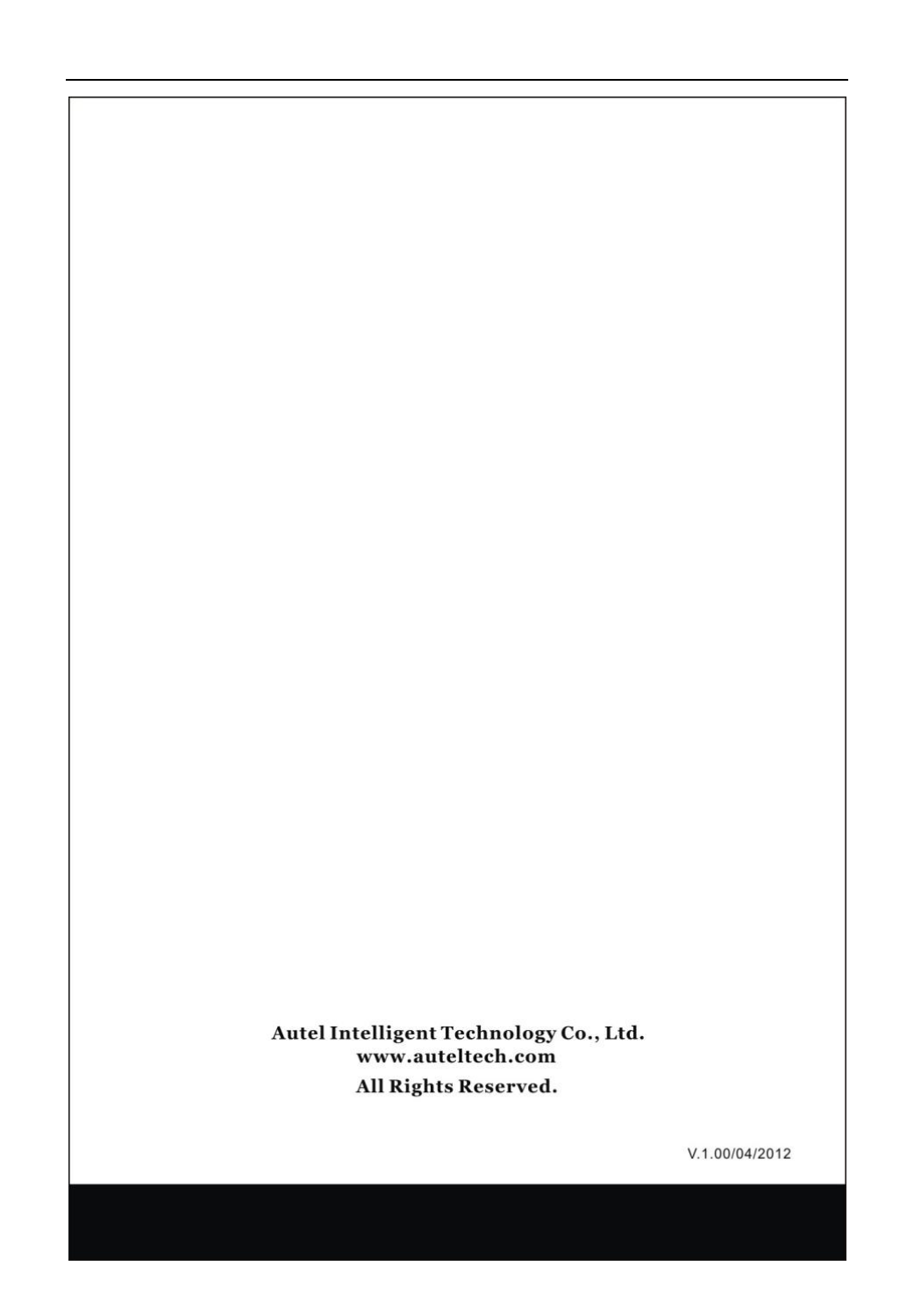**Autel Intelligent Technology Co., Ltd.**
**www.auteltech.com**
**All Rights Reserved.**

V.1.00/04/2012